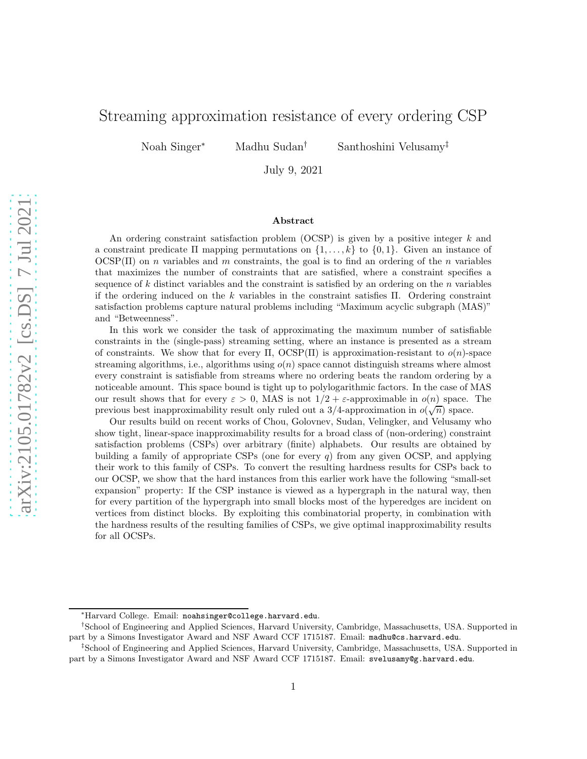# Streaming approximation resistance of every ordering CSP

Noah Singer[*] Madhu Sudan[†] Santhoshini Velusamy[‡]

July 9, 2021

## Abstract

An ordering constraint satisfaction problem (OCSP) is given by a positive integer $k$ and a constraint predicate $\Pi$ mapping permutations on $\{1, \ldots, k\}$ to $\{0, 1\}$. Given an instance of OCSP($\Pi$) on $n$ variables and $m$ constraints, the goal is to find an ordering of the $n$ variables that maximizes the number of constraints that are satisfied, where a constraint specifies a sequence of $k$ distinct variables and the constraint is satisfied by an ordering on the $n$ variables if the ordering induced on the $k$ variables in the constraint satisfies $\Pi$. Ordering constraint satisfaction problems capture natural problems including "Maximum acyclic subgraph (MAS)" and "Betweenness".

In this work we consider the task of approximating the maximum number of satisfiable constraints in the (single-pass) streaming setting, where an instance is presented as a stream of constraints. We show that for every $\Pi$, OCSP($\Pi$) is approximation-resistant to $o(n)$-space streaming algorithms, i.e., algorithms using $o(n)$ space cannot distinguish streams where almost every constraint is satisfiable from streams where no ordering beats the random ordering by a noticeable amount. This space bound is tight up to polylogarithmic factors. In the case of MAS our result shows that for every $\varepsilon > 0$, MAS is not $1/2 + \varepsilon$-approximable in $o(n)$ space. The previous best inapproximability result only ruled out a $3/4$-approximation in $o(\sqrt{n})$ space.

Our results build on recent works of Chou, Golovnev, Sudan, Velingker, and Velusamy who show tight, linear-space inapproximability results for a broad class of (non-ordering) constraint satisfaction problems (CSPs) over arbitrary (finite) alphabets. Our results are obtained by building a family of appropriate CSPs (one for every $q$) from any given OCSP, and applying their work to this family of CSPs. To convert the resulting hardness results for CSPs back to our OCSP, we show that the hard instances from this earlier work have the following "small-set expansion" property: If the CSP instance is viewed as a hypergraph in the natural way, then for every partition of the hypergraph into small blocks most of the hyperedges are incident on vertices from distinct blocks. By exploiting this combinatorial property, in combination with the hardness results of the resulting families of CSPs, we give optimal inapproximability results for all OCSPs.

[*] Harvard College. Email: noahsinger@college.harvard.edu.

[†] School of Engineering and Applied Sciences, Harvard University, Cambridge, Massachusetts, USA. Supported in part by a Simons Investigator Award and NSF Award CCF 1715187. Email: madhu@cs.harvard.edu.

[‡] School of Engineering and Applied Sciences, Harvard University, Cambridge, Massachusetts, USA. Supported in part by a Simons Investigator Award and NSF Award CCF 1715187. Email: svelusamy@g.harvard.edu.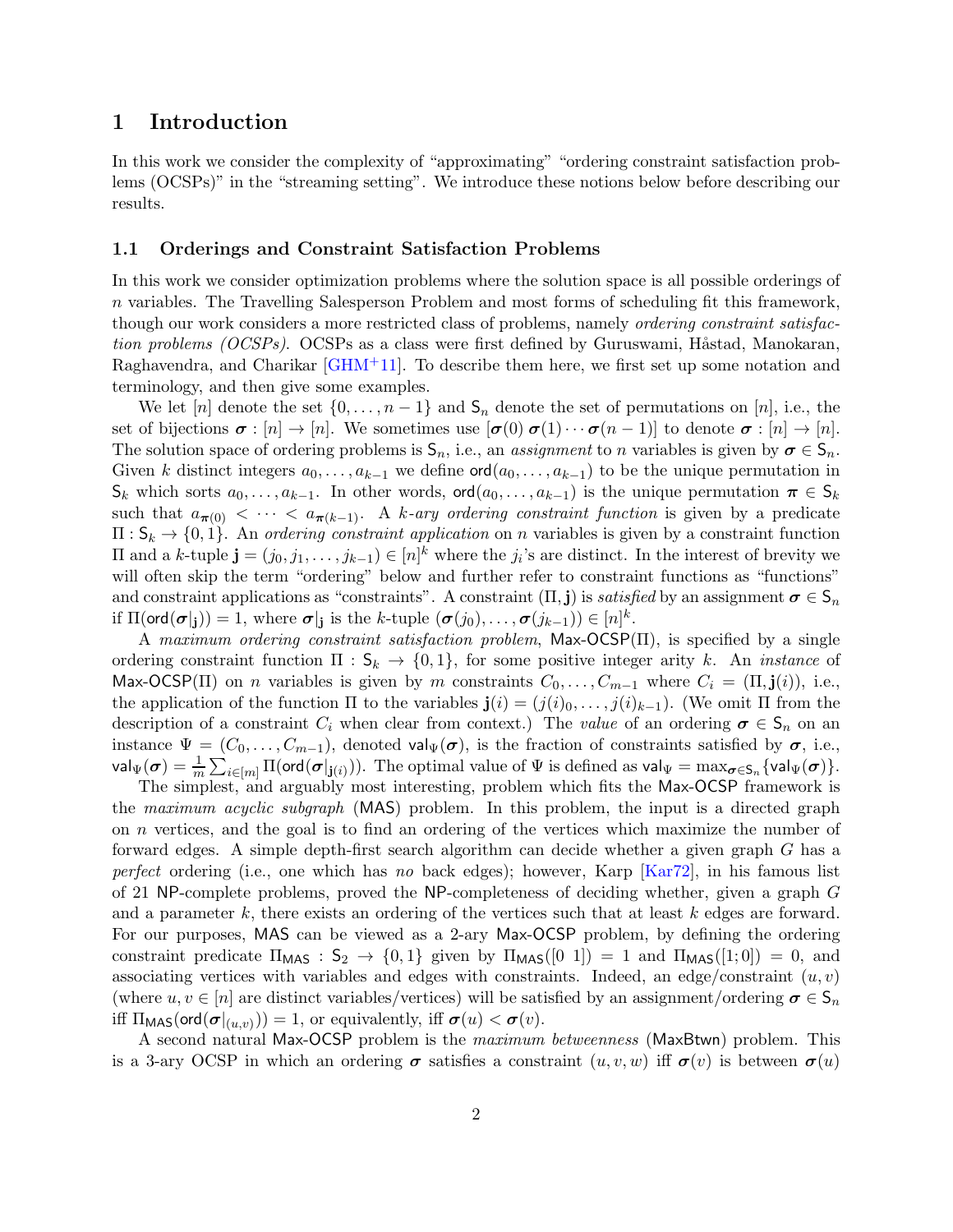## 1 Introduction

In this work we consider the complexity of "approximating" "ordering constraint satisfaction problems (OCSPs)" in the "streaming setting". We introduce these notions below before describing our results.

### 1.1 Orderings and Constraint Satisfaction Problems

In this work we consider optimization problems where the solution space is all possible orderings of $n$ variables. The Travelling Salesperson Problem and most forms of scheduling fit this framework, though our work considers a more restricted class of problems, namely *ordering constraint satisfaction problems (OCSPs)*. OCSPs as a class were first defined by Guruswami, Håstad, Manokaran, Raghavendra, and Charikar [GHM+11]. To describe them here, we first set up some notation and terminology, and then give some examples.

We let $[n]$ denote the set $\{0, \ldots, n-1\}$ and $\mathsf{S}_n$ denote the set of permutations on $[n]$, i.e., the set of bijections $\boldsymbol{\sigma} : [n] \to [n]$. We sometimes use $[\boldsymbol{\sigma}(0)\ \boldsymbol{\sigma}(1) \cdots \boldsymbol{\sigma}(n-1)]$ to denote $\boldsymbol{\sigma} : [n] \to [n]$. The solution space of ordering problems is $\mathsf{S}_n$, i.e., an *assignment* to $n$ variables is given by $\boldsymbol{\sigma} \in \mathsf{S}_n$. Given $k$ distinct integers $a_0, \ldots, a_{k-1}$ we define $\mathsf{ord}(a_0, \ldots, a_{k-1})$ to be the unique permutation in $\mathsf{S}_k$ which sorts $a_0, \ldots, a_{k-1}$. In other words, $\mathsf{ord}(a_0, \ldots, a_{k-1})$ is the unique permutation $\boldsymbol{\pi} \in \mathsf{S}_k$ such that $a_{\boldsymbol{\pi}(0)} < \cdots < a_{\boldsymbol{\pi}(k-1)}$. A *$k$-ary ordering constraint function* is given by a predicate $\Pi : \mathsf{S}_k \to \{0, 1\}$. An *ordering constraint application* on $n$ variables is given by a constraint function $\Pi$ and a $k$-tuple $\mathbf{j} = (j_0, j_1, \ldots, j_{k-1}) \in [n]^k$ where the $j_i$'s are distinct. In the interest of brevity we will often skip the term "ordering" below and further refer to constraint functions as "functions" and constraint applications as "constraints". A constraint $(\Pi, \mathbf{j})$ is *satisfied* by an assignment $\boldsymbol{\sigma} \in \mathsf{S}_n$ if $\Pi(\mathsf{ord}(\boldsymbol{\sigma}|_{\mathbf{j}})) = 1$, where $\boldsymbol{\sigma}|_{\mathbf{j}}$ is the $k$-tuple $(\boldsymbol{\sigma}(j_0), \ldots, \boldsymbol{\sigma}(j_{k-1})) \in [n]^k$.

A *maximum ordering constraint satisfaction problem*, $\mathsf{Max\text{-}OCSP}(\Pi)$, is specified by a single ordering constraint function $\Pi : \mathsf{S}_k \to \{0, 1\}$, for some positive integer arity $k$. An *instance* of $\mathsf{Max\text{-}OCSP}(\Pi)$ on $n$ variables is given by $m$ constraints $C_0, \ldots, C_{m-1}$ where $C_i = (\Pi, \mathbf{j}(i))$, i.e., the application of the function $\Pi$ to the variables $\mathbf{j}(i) = (j(i)_0, \ldots, j(i)_{k-1})$. (We omit $\Pi$ from the description of a constraint $C_i$ when clear from context.) The *value* of an ordering $\boldsymbol{\sigma} \in \mathsf{S}_n$ on an instance $\Psi = (C_0, \ldots, C_{m-1})$, denoted $\mathsf{val}_\Psi(\boldsymbol{\sigma})$, is the fraction of constraints satisfied by $\boldsymbol{\sigma}$, i.e., $\mathsf{val}_\Psi(\boldsymbol{\sigma}) = \frac{1}{m} \sum_{i \in [m]} \Pi(\mathsf{ord}(\boldsymbol{\sigma}|_{\mathbf{j}(i)}))$. The optimal value of $\Psi$ is defined as $\mathsf{val}_\Psi = \max_{\boldsymbol{\sigma} \in \mathsf{S}_n} \{\mathsf{val}_\Psi(\boldsymbol{\sigma})\}$.

The simplest, and arguably most interesting, problem which fits the $\mathsf{Max\text{-}OCSP}$ framework is the *maximum acyclic subgraph* ($\mathsf{MAS}$) problem. In this problem, the input is a directed graph on $n$ vertices, and the goal is to find an ordering of the vertices which maximize the number of forward edges. A simple depth-first search algorithm can decide whether a given graph $G$ has a *perfect* ordering (i.e., one which has *no* back edges); however, Karp [Kar72], in his famous list of 21 $\mathsf{NP}$-complete problems, proved the $\mathsf{NP}$-completeness of deciding whether, given a graph $G$ and a parameter $k$, there exists an ordering of the vertices such that at least $k$ edges are forward. For our purposes, $\mathsf{MAS}$ can be viewed as a 2-ary $\mathsf{Max\text{-}OCSP}$ problem, by defining the ordering constraint predicate $\Pi_{\mathsf{MAS}} : \mathsf{S}_2 \to \{0, 1\}$ given by $\Pi_{\mathsf{MAS}}([0\ 1]) = 1$ and $\Pi_{\mathsf{MAS}}([1; 0]) = 0$, and associating vertices with variables and edges with constraints. Indeed, an edge/constraint $(u, v)$ (where $u, v \in [n]$ are distinct variables/vertices) will be satisfied by an assignment/ordering $\boldsymbol{\sigma} \in \mathsf{S}_n$ iff $\Pi_{\mathsf{MAS}}(\mathsf{ord}(\boldsymbol{\sigma}|_{(u,v)})) = 1$, or equivalently, iff $\boldsymbol{\sigma}(u) < \boldsymbol{\sigma}(v)$.

A second natural $\mathsf{Max\text{-}OCSP}$ problem is the *maximum betweenness* ($\mathsf{MaxBtwn}$) problem. This is a 3-ary OCSP in which an ordering $\boldsymbol{\sigma}$ satisfies a constraint $(u, v, w)$ iff $\boldsymbol{\sigma}(v)$ is between $\boldsymbol{\sigma}(u)$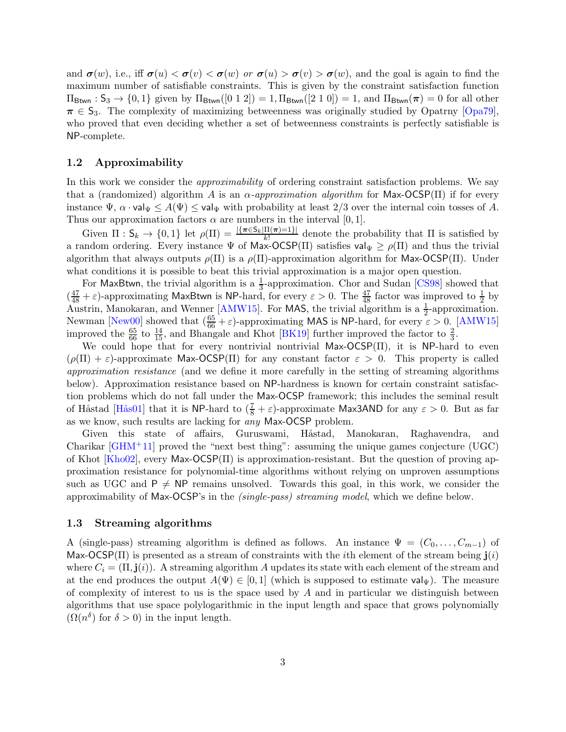and $\boldsymbol{\sigma}(w)$, i.e., iff $\boldsymbol{\sigma}(u) < \boldsymbol{\sigma}(v) < \boldsymbol{\sigma}(w)$ *or* $\boldsymbol{\sigma}(u) > \boldsymbol{\sigma}(v) > \boldsymbol{\sigma}(w)$, and the goal is again to find the maximum number of satisfiable constraints. This is given by the constraint satisfaction function $\Pi_{\mathsf{Btwn}} : \mathsf{S}_3 \to \{0,1\}$ given by $\Pi_{\mathsf{Btwn}}([0\ 1\ 2]) = 1, \Pi_{\mathsf{Btwn}}([2\ 1\ 0]) = 1$, and $\Pi_{\mathsf{Btwn}}(\boldsymbol{\pi}) = 0$ for all other $\boldsymbol{\pi} \in \mathsf{S}_3$. The complexity of maximizing betweenness was originally studied by Opatrny [Opa79], who proved that even deciding whether a set of betweenness constraints is perfectly satisfiable is NP-complete.

### 1.2 Approximability

In this work we consider the *approximability* of ordering constraint satisfaction problems. We say that a (randomized) algorithm $A$ is an *$\alpha$-approximation algorithm* for $\mathsf{Max}\text{-}\mathsf{OCSP}(\Pi)$ if for every instance $\Psi$, $\alpha \cdot \mathsf{val}_\Psi \leq A(\Psi) \leq \mathsf{val}_\Psi$ with probability at least $2/3$ over the internal coin tosses of $A$. Thus our approximation factors $\alpha$ are numbers in the interval $[0, 1]$.

Given $\Pi : \mathsf{S}_k \to \{0,1\}$ let $\rho(\Pi) = \frac{|\{\boldsymbol{\pi} \in \mathsf{S}_k | \Pi(\boldsymbol{\pi})=1\}|}{k!}$ denote the probability that $\Pi$ is satisfied by a random ordering. Every instance $\Psi$ of $\mathsf{Max}\text{-}\mathsf{OCSP}(\Pi)$ satisfies $\mathsf{val}_\Psi \geq \rho(\Pi)$ and thus the trivial algorithm that always outputs $\rho(\Pi)$ is a $\rho(\Pi)$-approximation algorithm for $\mathsf{Max}\text{-}\mathsf{OCSP}(\Pi)$. Under what conditions it is possible to beat this trivial approximation is a major open question.

For MaxBtwn, the trivial algorithm is a $\frac{1}{3}$-approximation. Chor and Sudan [CS98] showed that $(\frac{47}{48} + \varepsilon)$-approximating MaxBtwn is NP-hard, for every $\varepsilon > 0$. The $\frac{47}{48}$ factor was improved to $\frac{1}{2}$ by Austrin, Manokaran, and Wenner [AMW15]. For MAS, the trivial algorithm is a $\frac{1}{2}$-approximation. Newman [New00] showed that $(\frac{65}{66} + \varepsilon)$-approximating MAS is NP-hard, for every $\varepsilon > 0$. [AMW15] improved the $\frac{65}{66}$ to $\frac{14}{15}$, and Bhangale and Khot [BK19] further improved the factor to $\frac{2}{3}$.

We could hope that for every nontrivial nontrivial $\mathsf{Max}\text{-}\mathsf{OCSP}(\Pi)$, it is NP-hard to even $(\rho(\Pi) + \varepsilon)$-approximate $\mathsf{Max}\text{-}\mathsf{OCSP}(\Pi)$ for any constant factor $\varepsilon > 0$. This property is called *approximation resistance* (and we define it more carefully in the setting of streaming algorithms below). Approximation resistance based on NP-hardness is known for certain constraint satisfaction problems which do not fall under the Max-OCSP framework; this includes the seminal result of Håstad [Hås01] that it is NP-hard to $(\frac{7}{8} + \varepsilon)$-approximate Max3AND for any $\varepsilon > 0$. But as far as we know, such results are lacking for *any* Max-OCSP problem.

Given this state of affairs, Guruswami, Håstad, Manokaran, Raghavendra, and Charikar [GHM+11] proved the "next best thing": assuming the unique games conjecture (UGC) of Khot [Kho02], every $\mathsf{Max}\text{-}\mathsf{OCSP}(\Pi)$ is approximation-resistant. But the question of proving approximation resistance for polynomial-time algorithms without relying on unproven assumptions such as UGC and $\mathsf{P} \neq \mathsf{NP}$ remains unsolved. Towards this goal, in this work, we consider the approximability of Max-OCSP's in the *(single-pass) streaming model*, which we define below.

### 1.3 Streaming algorithms

A (single-pass) streaming algorithm is defined as follows. An instance $\Psi = (C_0, \ldots, C_{m-1})$ of $\mathsf{Max}\text{-}\mathsf{OCSP}(\Pi)$ is presented as a stream of constraints with the $i$th element of the stream being $\mathbf{j}(i)$ where $C_i = (\Pi, \mathbf{j}(i))$. A streaming algorithm $A$ updates its state with each element of the stream and at the end produces the output $A(\Psi) \in [0, 1]$ (which is supposed to estimate $\mathsf{val}_\Psi$). The measure of complexity of interest to us is the space used by $A$ and in particular we distinguish between algorithms that use space polylogarithmic in the input length and space that grows polynomially ($\Omega(n^\delta)$ for $\delta > 0$) in the input length.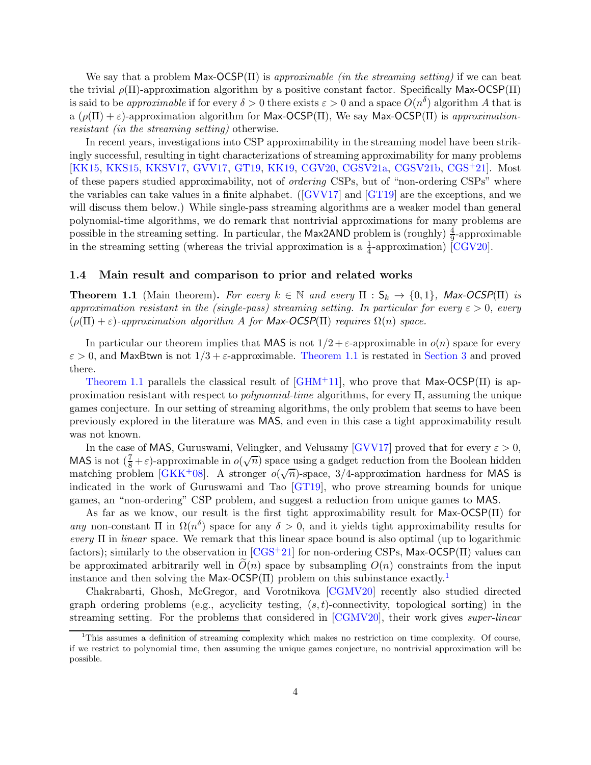We say that a problem Max-OCSP(Π) is *approximable (in the streaming setting)* if we can beat the trivial $\rho(\Pi)$-approximation algorithm by a positive constant factor. Specifically Max-OCSP(Π) is said to be *approximable* if for every $\delta > 0$ there exists $\varepsilon > 0$ and a space $O(n^\delta)$ algorithm $A$ that is a $(\rho(\Pi) + \varepsilon)$-approximation algorithm for Max-OCSP(Π), We say Max-OCSP(Π) is *approximation-resistant (in the streaming setting)* otherwise.

In recent years, investigations into CSP approximability in the streaming model have been strikingly successful, resulting in tight characterizations of streaming approximability for many problems [KK15, KKS15, KKSV17, GVV17, GT19, KK19, CGV20, CGSV21a, CGSV21b, CGS+21]. Most of these papers studied approximability, not of *ordering* CSPs, but of "non-ordering CSPs" where the variables can take values in a finite alphabet. ([GVV17] and [GT19] are the exceptions, and we will discuss them below.) While single-pass streaming algorithms are a weaker model than general polynomial-time algorithms, we do remark that nontrivial approximations for many problems are possible in the streaming setting. In particular, the Max2AND problem is (roughly) $\frac{4}{9}$-approximable in the streaming setting (whereas the trivial approximation is a $\frac{1}{4}$-approximation) [CGV20].

## 1.4 Main result and comparison to prior and related works

**Theorem 1.1** (Main theorem)**.** *For every $k \in \mathbb{N}$ and every $\Pi : \mathsf{S}_k \to \{0,1\}$, Max-OCSP(Π) is approximation resistant in the (single-pass) streaming setting. In particular for every $\varepsilon > 0$, every $(\rho(\Pi) + \varepsilon)$-approximation algorithm $A$ for Max-OCSP(Π) requires $\Omega(n)$ space.*

In particular our theorem implies that MAS is not $1/2+\varepsilon$-approximable in $o(n)$ space for every $\varepsilon > 0$, and MaxBtwn is not $1/3 + \varepsilon$-approximable. Theorem 1.1 is restated in Section 3 and proved there.

Theorem 1.1 parallels the classical result of [GHM+11], who prove that Max-OCSP(Π) is approximation resistant with respect to *polynomial-time* algorithms, for every Π, assuming the unique games conjecture. In our setting of streaming algorithms, the only problem that seems to have been previously explored in the literature was MAS, and even in this case a tight approximability result was not known.

In the case of MAS, Guruswami, Velingker, and Velusamy [GVV17] proved that for every $\varepsilon > 0$, MAS is not $(\frac{7}{8}+\varepsilon)$-approximable in $o(\sqrt{n})$ space using a gadget reduction from the Boolean hidden matching problem [GKK+08]. A stronger $o(\sqrt{n})$-space, 3/4-approximation hardness for MAS is indicated in the work of Guruswami and Tao [GT19], who prove streaming bounds for unique games, an "non-ordering" CSP problem, and suggest a reduction from unique games to MAS.

As far as we know, our result is the first tight approximability result for Max-OCSP(Π) for *any* non-constant Π in $\Omega(n^\delta)$ space for any $\delta > 0$, and it yields tight approximability results for *every* Π in *linear* space. We remark that this linear space bound is also optimal (up to logarithmic factors); similarly to the observation in [CGS+21] for non-ordering CSPs, Max-OCSP(Π) values can be approximated arbitrarily well in $\widetilde{O}(n)$ space by subsampling $O(n)$ constraints from the input instance and then solving the Max-OCSP(Π) problem on this subinstance exactly.[1]

Chakrabarti, Ghosh, McGregor, and Vorotnikova [CGMV20] recently also studied directed graph ordering problems (e.g., acyclicity testing, $(s,t)$-connectivity, topological sorting) in the streaming setting. For the problems that considered in [CGMV20], their work gives *super-linear*

[1] This assumes a definition of streaming complexity which makes no restriction on time complexity. Of course, if we restrict to polynomial time, then assuming the unique games conjecture, no nontrivial approximation will be possible.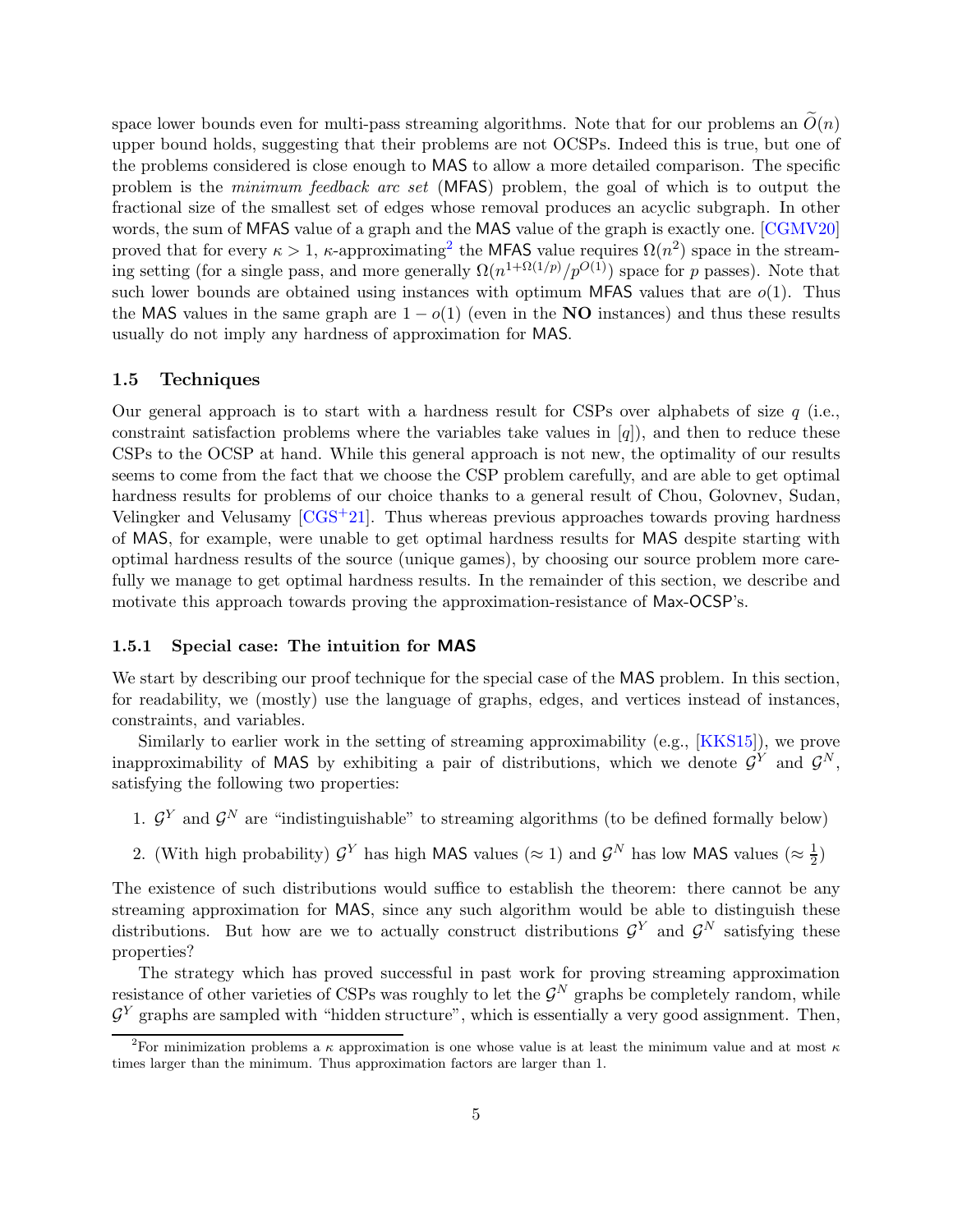space lower bounds even for multi-pass streaming algorithms. Note that for our problems an $\widetilde{O}(n)$ upper bound holds, suggesting that their problems are not OCSPs. Indeed this is true, but one of the problems considered is close enough to MAS to allow a more detailed comparison. The specific problem is the *minimum feedback arc set* (MFAS) problem, the goal of which is to output the fractional size of the smallest set of edges whose removal produces an acyclic subgraph. In other words, the sum of MFAS value of a graph and the MAS value of the graph is exactly one. [CGMV20] proved that for every $\kappa > 1$, $\kappa$-approximating[2] the MFAS value requires $\Omega(n^2)$ space in the streaming setting (for a single pass, and more generally $\Omega(n^{1+\Omega(1/p)}/p^{O(1)})$ space for $p$ passes). Note that such lower bounds are obtained using instances with optimum MFAS values that are $o(1)$. Thus the MAS values in the same graph are $1 - o(1)$ (even in the **NO** instances) and thus these results usually do not imply any hardness of approximation for MAS.

### 1.5 Techniques

Our general approach is to start with a hardness result for CSPs over alphabets of size $q$ (i.e., constraint satisfaction problems where the variables take values in $[q]$), and then to reduce these CSPs to the OCSP at hand. While this general approach is not new, the optimality of our results seems to come from the fact that we choose the CSP problem carefully, and are able to get optimal hardness results for problems of our choice thanks to a general result of Chou, Golovnev, Sudan, Velingker and Velusamy [CGS+21]. Thus whereas previous approaches towards proving hardness of MAS, for example, were unable to get optimal hardness results for MAS despite starting with optimal hardness results of the source (unique games), by choosing our source problem more carefully we manage to get optimal hardness results. In the remainder of this section, we describe and motivate this approach towards proving the approximation-resistance of Max-OCSP's.

#### 1.5.1 Special case: The intuition for MAS

We start by describing our proof technique for the special case of the MAS problem. In this section, for readability, we (mostly) use the language of graphs, edges, and vertices instead of instances, constraints, and variables.

Similarly to earlier work in the setting of streaming approximability (e.g., [KKS15]), we prove inapproximability of MAS by exhibiting a pair of distributions, which we denote $\mathcal{G}^Y$ and $\mathcal{G}^N$, satisfying the following two properties:

1. $\mathcal{G}^Y$ and $\mathcal{G}^N$ are "indistinguishable" to streaming algorithms (to be defined formally below)
2. (With high probability) $\mathcal{G}^Y$ has high MAS values ($\approx 1$) and $\mathcal{G}^N$ has low MAS values ($\approx \frac{1}{2}$)

The existence of such distributions would suffice to establish the theorem: there cannot be any streaming approximation for MAS, since any such algorithm would be able to distinguish these distributions. But how are we to actually construct distributions $\mathcal{G}^Y$ and $\mathcal{G}^N$ satisfying these properties?

The strategy which has proved successful in past work for proving streaming approximation resistance of other varieties of CSPs was roughly to let the $\mathcal{G}^N$ graphs be completely random, while $\mathcal{G}^Y$ graphs are sampled with "hidden structure", which is essentially a very good assignment. Then,

[2] For minimization problems a $\kappa$ approximation is one whose value is at least the minimum value and at most $\kappa$ times larger than the minimum. Thus approximation factors are larger than 1.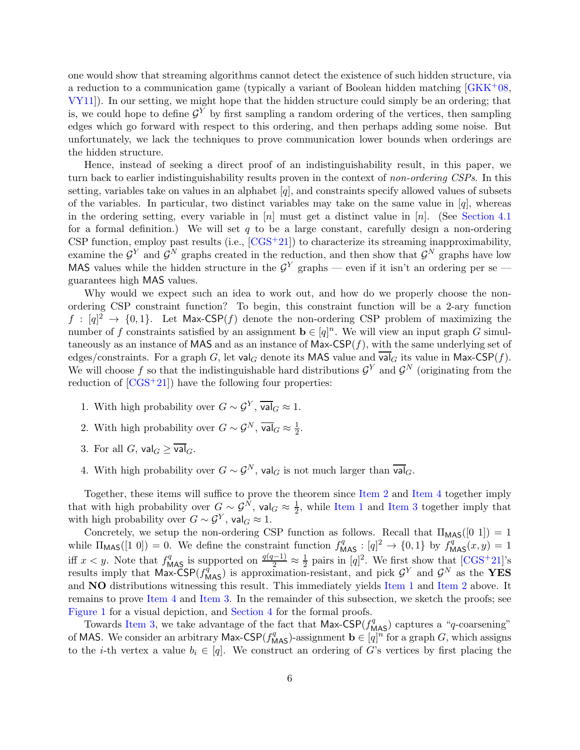one would show that streaming algorithms cannot detect the existence of such hidden structure, via a reduction to a communication game (typically a variant of Boolean hidden matching [GKK+08, VY11]). In our setting, we might hope that the hidden structure could simply be an ordering; that is, we could hope to define $\mathcal{G}^Y$ by first sampling a random ordering of the vertices, then sampling edges which go forward with respect to this ordering, and then perhaps adding some noise. But unfortunately, we lack the techniques to prove communication lower bounds when orderings are the hidden structure.

Hence, instead of seeking a direct proof of an indistinguishability result, in this paper, we turn back to earlier indistinguishability results proven in the context of *non-ordering CSPs*. In this setting, variables take on values in an alphabet $[q]$, and constraints specify allowed values of subsets of the variables. In particular, two distinct variables may take on the same value in $[q]$, whereas in the ordering setting, every variable in $[n]$ must get a distinct value in $[n]$. (See Section 4.1 for a formal definition.) We will set $q$ to be a large constant, carefully design a non-ordering CSP function, employ past results (i.e., [CGS+21]) to characterize its streaming inapproximability, examine the $\mathcal{G}^Y$ and $\mathcal{G}^N$ graphs created in the reduction, and then show that $\mathcal{G}^N$ graphs have low $\mathsf{MAS}$ values while the hidden structure in the $\mathcal{G}^Y$ graphs — even if it isn't an ordering per se — guarantees high $\mathsf{MAS}$ values.

Why would we expect such an idea to work out, and how do we properly choose the non-ordering CSP constraint function? To begin, this constraint function will be a 2-ary function $f : [q]^2 \to \{0, 1\}$. Let $\mathsf{Max\text{-}CSP}(f)$ denote the non-ordering CSP problem of maximizing the number of $f$ constraints satisfied by an assignment $\mathbf{b} \in [q]^n$. We will view an input graph $G$ simultaneously as an instance of $\mathsf{MAS}$ and as an instance of $\mathsf{Max\text{-}CSP}(f)$, with the same underlying set of edges/constraints. For a graph $G$, let $\mathsf{val}_G$ denote its $\mathsf{MAS}$ value and $\overline{\mathsf{val}}_G$ its value in $\mathsf{Max\text{-}CSP}(f)$. We will choose $f$ so that the indistinguishable hard distributions $\mathcal{G}^Y$ and $\mathcal{G}^N$ (originating from the reduction of [CGS+21]) have the following four properties:

1. With high probability over $G \sim \mathcal{G}^Y$, $\overline{\mathsf{val}}_G \approx 1$.
2. With high probability over $G \sim \mathcal{G}^N$, $\overline{\mathsf{val}}_G \approx \frac{1}{2}$.
3. For all $G$, $\mathsf{val}_G \geq \overline{\mathsf{val}}_G$.
4. With high probability over $G \sim \mathcal{G}^N$, $\mathsf{val}_G$ is not much larger than $\overline{\mathsf{val}}_G$.

Together, these items will suffice to prove the theorem since Item 2 and Item 4 together imply that with high probability over $G \sim \mathcal{G}^N$, $\mathsf{val}_G \approx \frac{1}{2}$, while Item 1 and Item 3 together imply that with high probability over $G \sim \mathcal{G}^Y$, $\mathsf{val}_G \approx 1$.

Concretely, we setup the non-ordering CSP function as follows. Recall that $\Pi_{\mathsf{MAS}}([0\ 1]) = 1$ while $\Pi_{\mathsf{MAS}}([1\ 0]) = 0$. We define the constraint function $f^q_{\mathsf{MAS}} : [q]^2 \to \{0, 1\}$ by $f^q_{\mathsf{MAS}}(x, y) = 1$ iff $x < y$. Note that $f^q_{\mathsf{MAS}}$ is supported on $\frac{q(q-1)}{2} \approx \frac{1}{2}$ pairs in $[q]^2$. We first show that [CGS+21]'s results imply that $\mathsf{Max\text{-}CSP}(f^q_{\mathsf{MAS}})$ is approximation-resistant, and pick $\mathcal{G}^Y$ and $\mathcal{G}^N$ as the **YES** and **NO** distributions witnessing this result. This immediately yields Item 1 and Item 2 above. It remains to prove Item 4 and Item 3. In the remainder of this subsection, we sketch the proofs; see Figure 1 for a visual depiction, and Section 4 for the formal proofs.

Towards Item 3, we take advantage of the fact that $\mathsf{Max\text{-}CSP}(f^q_{\mathsf{MAS}})$ captures a "$q$-coarsening" of $\mathsf{MAS}$. We consider an arbitrary $\mathsf{Max\text{-}CSP}(f^q_{\mathsf{MAS}})$-assignment $\mathbf{b} \in [q]^n$ for a graph $G$, which assigns to the $i$-th vertex a value $b_i \in [q]$. We construct an ordering of $G$'s vertices by first placing the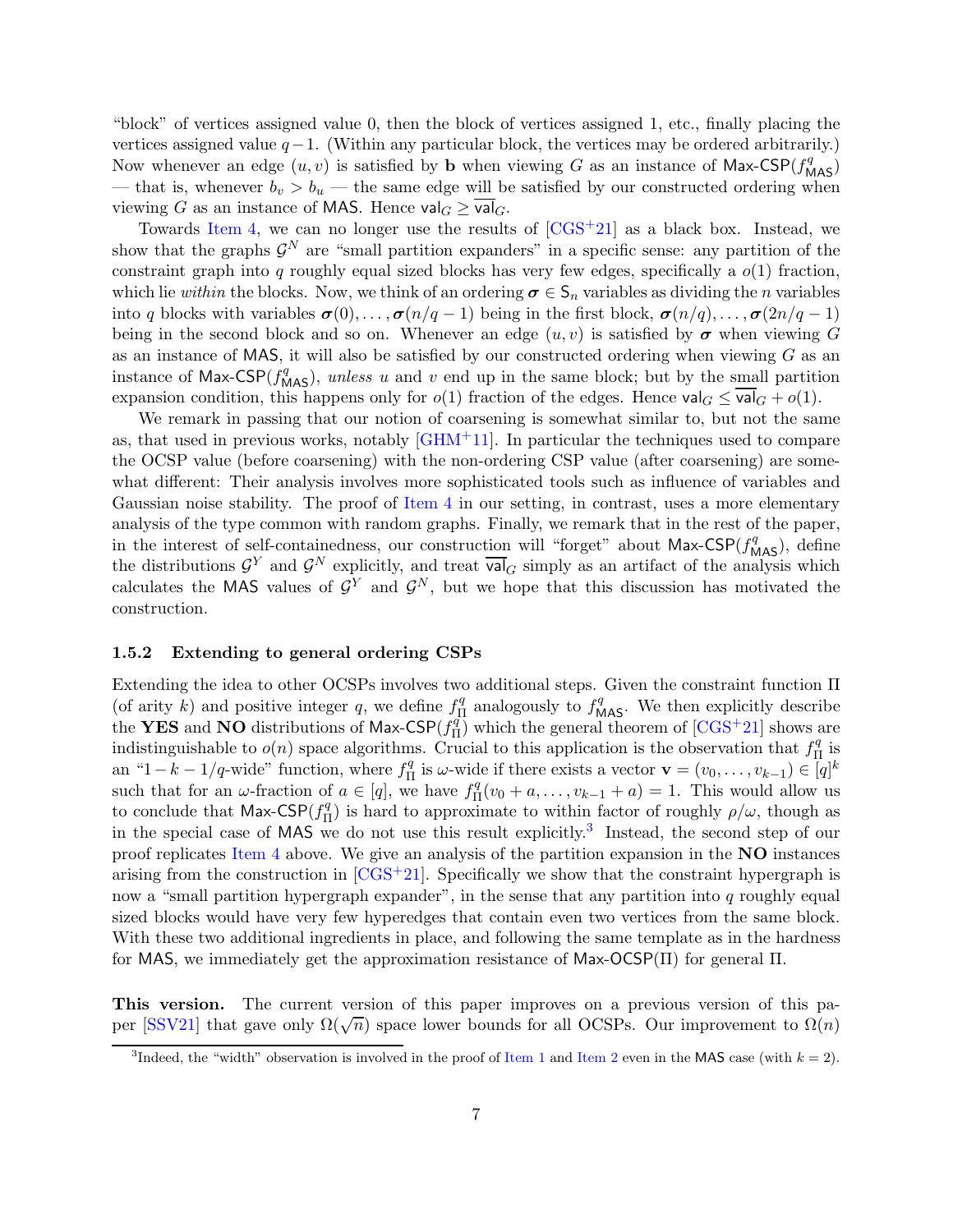"block" of vertices assigned value 0, then the block of vertices assigned 1, etc., finally placing the vertices assigned value $q-1$. (Within any particular block, the vertices may be ordered arbitrarily.) Now whenever an edge $(u, v)$ is satisfied by $\mathbf{b}$ when viewing $G$ as an instance of $\mathsf{Max\text{-}CSP}(f^q_{\mathsf{MAS}})$ — that is, whenever $b_v > b_u$ — the same edge will be satisfied by our constructed ordering when viewing $G$ as an instance of $\mathsf{MAS}$. Hence $\mathsf{val}_G \geq \overline{\mathsf{val}}_G$.

Towards Item 4, we can no longer use the results of [CGS+21] as a black box. Instead, we show that the graphs $\mathcal{G}^N$ are "small partition expanders" in a specific sense: any partition of the constraint graph into $q$ roughly equal sized blocks has very few edges, specifically a $o(1)$ fraction, which lie *within* the blocks. Now, we think of an ordering $\boldsymbol{\sigma} \in \mathsf{S}_n$ variables as dividing the $n$ variables into $q$ blocks with variables $\boldsymbol{\sigma}(0), \ldots, \boldsymbol{\sigma}(n/q-1)$ being in the first block, $\boldsymbol{\sigma}(n/q), \ldots, \boldsymbol{\sigma}(2n/q-1)$ being in the second block and so on. Whenever an edge $(u, v)$ is satisfied by $\boldsymbol{\sigma}$ when viewing $G$ as an instance of $\mathsf{MAS}$, it will also be satisfied by our constructed ordering when viewing $G$ as an instance of $\mathsf{Max\text{-}CSP}(f^q_{\mathsf{MAS}})$, *unless* $u$ and $v$ end up in the same block; but by the small partition expansion condition, this happens only for $o(1)$ fraction of the edges. Hence $\mathsf{val}_G \leq \overline{\mathsf{val}}_G + o(1)$.

We remark in passing that our notion of coarsening is somewhat similar to, but not the same as, that used in previous works, notably [GHM+11]. In particular the techniques used to compare the OCSP value (before coarsening) with the non-ordering CSP value (after coarsening) are somewhat different: Their analysis involves more sophisticated tools such as influence of variables and Gaussian noise stability. The proof of Item 4 in our setting, in contrast, uses a more elementary analysis of the type common with random graphs. Finally, we remark that in the rest of the paper, in the interest of self-containedness, our construction will "forget" about $\mathsf{Max\text{-}CSP}(f^q_{\mathsf{MAS}})$, define the distributions $\mathcal{G}^Y$ and $\mathcal{G}^N$ explicitly, and treat $\overline{\mathsf{val}}_G$ simply as an artifact of the analysis which calculates the $\mathsf{MAS}$ values of $\mathcal{G}^Y$ and $\mathcal{G}^N$, but we hope that this discussion has motivated the construction.

### 1.5.2 Extending to general ordering CSPs

Extending the idea to other OCSPs involves two additional steps. Given the constraint function $\Pi$ (of arity $k$) and positive integer $q$, we define $f^q_{\Pi}$ analogously to $f^q_{\mathsf{MAS}}$. We then explicitly describe the **YES** and **NO** distributions of $\mathsf{Max\text{-}CSP}(f^q_{\Pi})$ which the general theorem of [CGS+21] shows are indistinguishable to $o(n)$ space algorithms. Crucial to this application is the observation that $f^q_{\Pi}$ is an "$1-k-1/q$-wide" function, where $f^q_{\Pi}$ is $\omega$-wide if there exists a vector $\mathbf{v} = (v_0, \ldots, v_{k-1}) \in [q]^k$ such that for an $\omega$-fraction of $a \in [q]$, we have $f^q_{\Pi}(v_0 + a, \ldots, v_{k-1} + a) = 1$. This would allow us to conclude that $\mathsf{Max\text{-}CSP}(f^q_{\Pi})$ is hard to approximate to within factor of roughly $\rho/\omega$, though as in the special case of $\mathsf{MAS}$ we do not use this result explicitly.[3] Instead, the second step of our proof replicates Item 4 above. We give an analysis of the partition expansion in the **NO** instances arising from the construction in [CGS+21]. Specifically we show that the constraint hypergraph is now a "small partition hypergraph expander", in the sense that any partition into $q$ roughly equal sized blocks would have very few hyperedges that contain even two vertices from the same block. With these two additional ingredients in place, and following the same template as in the hardness for $\mathsf{MAS}$, we immediately get the approximation resistance of $\mathsf{Max\text{-}OCSP}(\Pi)$ for general $\Pi$.

**This version.** The current version of this paper improves on a previous version of this paper [SSV21] that gave only $\Omega(\sqrt{n})$ space lower bounds for all OCSPs. Our improvement to $\Omega(n)$

[3] Indeed, the "width" observation is involved in the proof of Item 1 and Item 2 even in the $\mathsf{MAS}$ case (with $k = 2$).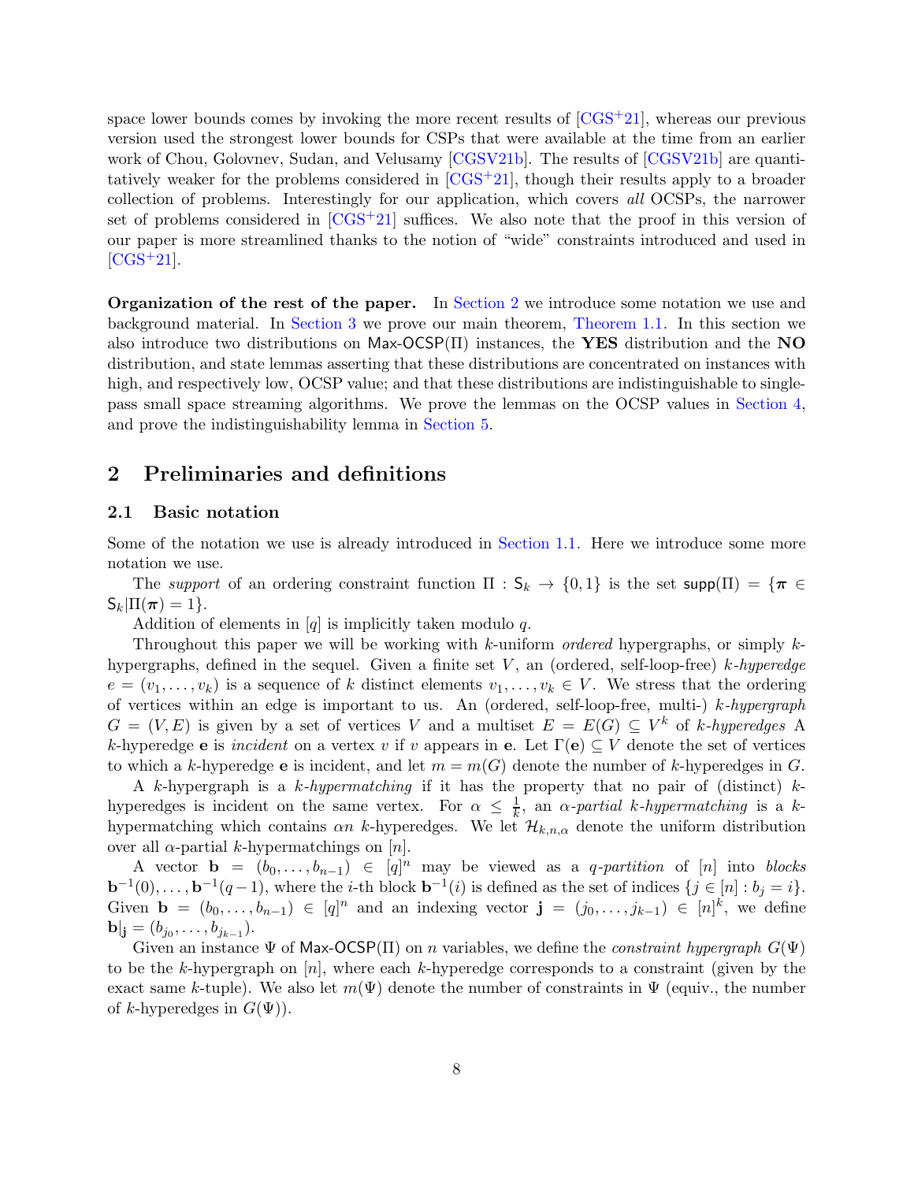space lower bounds comes by invoking the more recent results of [CGS+21], whereas our previous version used the strongest lower bounds for CSPs that were available at the time from an earlier work of Chou, Golovnev, Sudan, and Velusamy [CGSV21b]. The results of [CGSV21b] are quantitatively weaker for the problems considered in [CGS+21], though their results apply to a broader collection of problems. Interestingly for our application, which covers *all* OCSPs, the narrower set of problems considered in [CGS+21] suffices. We also note that the proof in this version of our paper is more streamlined thanks to the notion of "wide" constraints introduced and used in [CGS+21].

**Organization of the rest of the paper.** In Section 2 we introduce some notation we use and background material. In Section 3 we prove our main theorem, Theorem 1.1. In this section we also introduce two distributions on $\mathsf{Max\text{-}OCSP}(\Pi)$ instances, the **YES** distribution and the **NO** distribution, and state lemmas asserting that these distributions are concentrated on instances with high, and respectively low, OCSP value; and that these distributions are indistinguishable to single-pass small space streaming algorithms. We prove the lemmas on the OCSP values in Section 4, and prove the indistinguishability lemma in Section 5.

## 2 Preliminaries and definitions

### 2.1 Basic notation

Some of the notation we use is already introduced in Section 1.1. Here we introduce some more notation we use.

The *support* of an ordering constraint function $\Pi : \mathsf{S}_k \to \{0,1\}$ is the set $\mathsf{supp}(\Pi) = \{\boldsymbol{\pi} \in \mathsf{S}_k | \Pi(\boldsymbol{\pi}) = 1\}$.

Addition of elements in $[q]$ is implicitly taken modulo $q$.

Throughout this paper we will be working with $k$-uniform *ordered* hypergraphs, or simply $k$-hypergraphs, defined in the sequel. Given a finite set $V$, an (ordered, self-loop-free) $k$*-hyperedge* $e = (v_1, \ldots, v_k)$ is a sequence of $k$ distinct elements $v_1, \ldots, v_k \in V$. We stress that the ordering of vertices within an edge is important to us. An (ordered, self-loop-free, multi-) $k$*-hypergraph* $G = (V, E)$ is given by a set of vertices $V$ and a multiset $E = E(G) \subseteq V^k$ of $k$*-hyperedges* A $k$-hyperedge $\mathbf{e}$ is *incident* on a vertex $v$ if $v$ appears in $\mathbf{e}$. Let $\Gamma(\mathbf{e}) \subseteq V$ denote the set of vertices to which a $k$-hyperedge $\mathbf{e}$ is incident, and let $m = m(G)$ denote the number of $k$-hyperedges in $G$.

A $k$-hypergraph is a $k$*-hypermatching* if it has the property that no pair of (distinct) $k$-hyperedges is incident on the same vertex. For $\alpha \le \frac{1}{k}$, an $\alpha$*-partial* $k$*-hypermatching* is a $k$-hypermatching which contains $\alpha n$ $k$-hyperedges. We let $\mathcal{H}_{k,n,\alpha}$ denote the uniform distribution over all $\alpha$-partial $k$-hypermatchings on $[n]$.

A vector $\mathbf{b} = (b_0, \ldots, b_{n-1}) \in [q]^n$ may be viewed as a $q$*-partition* of $[n]$ into *blocks* $\mathbf{b}^{-1}(0), \ldots, \mathbf{b}^{-1}(q-1)$, where the $i$-th block $\mathbf{b}^{-1}(i)$ is defined as the set of indices $\{j \in [n] : b_j = i\}$. Given $\mathbf{b} = (b_0, \ldots, b_{n-1}) \in [q]^n$ and an indexing vector $\mathbf{j} = (j_0, \ldots, j_{k-1}) \in [n]^k$, we define $\mathbf{b}|_{\mathbf{j}} = (b_{j_0}, \ldots, b_{j_{k-1}})$.

Given an instance $\Psi$ of $\mathsf{Max\text{-}OCSP}(\Pi)$ on $n$ variables, we define the *constraint hypergraph* $G(\Psi)$ to be the $k$-hypergraph on $[n]$, where each $k$-hyperedge corresponds to a constraint (given by the exact same $k$-tuple). We also let $m(\Psi)$ denote the number of constraints in $\Psi$ (equiv., the number of $k$-hyperedges in $G(\Psi)$).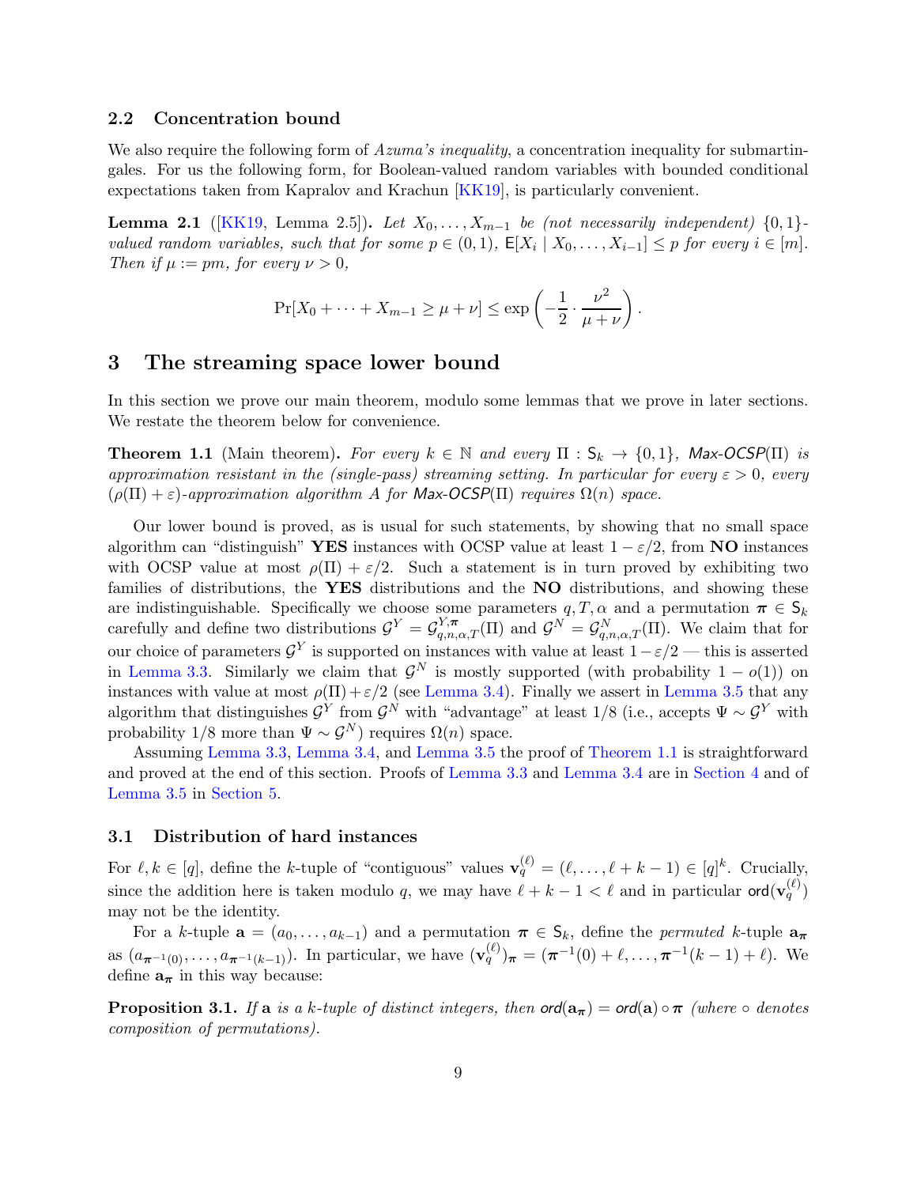### 2.2 Concentration bound

We also require the following form of *Azuma's inequality*, a concentration inequality for submartingales. For us the following form, for Boolean-valued random variables with bounded conditional expectations taken from Kapralov and Krachun [KK19], is particularly convenient.

**Lemma 2.1** ([KK19, Lemma 2.5])**.** *Let $X_0, \ldots, X_{m-1}$ be (not necessarily independent) $\{0,1\}$-valued random variables, such that for some $p \in (0,1)$, $\mathsf{E}[X_i \mid X_0, \ldots, X_{i-1}] \leq p$ for every $i \in [m]$. Then if $\mu := pm$, for every $\nu > 0$,*

$$\Pr[X_0 + \cdots + X_{m-1} \geq \mu + \nu] \leq \exp\left(-\frac{1}{2} \cdot \frac{\nu^2}{\mu + \nu}\right).$$

## 3 The streaming space lower bound

In this section we prove our main theorem, modulo some lemmas that we prove in later sections. We restate the theorem below for convenience.

**Theorem 1.1** (Main theorem)**.** *For every $k \in \mathbb{N}$ and every $\Pi : \mathsf{S}_k \to \{0,1\}$, Max-OCSP($\Pi$) is approximation resistant in the (single-pass) streaming setting. In particular for every $\varepsilon > 0$, every $(\rho(\Pi) + \varepsilon)$-approximation algorithm $A$ for Max-OCSP($\Pi$) requires $\Omega(n)$ space.*

Our lower bound is proved, as is usual for such statements, by showing that no small space algorithm can "distinguish" **YES** instances with OCSP value at least $1 - \varepsilon/2$, from **NO** instances with OCSP value at most $\rho(\Pi) + \varepsilon/2$. Such a statement is in turn proved by exhibiting two families of distributions, the **YES** distributions and the **NO** distributions, and showing these are indistinguishable. Specifically we choose some parameters $q, T, \alpha$ and a permutation $\boldsymbol{\pi} \in \mathsf{S}_k$ carefully and define two distributions $\mathcal{G}^Y = \mathcal{G}^{Y,\boldsymbol{\pi}}_{q,n,\alpha,T}(\Pi)$ and $\mathcal{G}^N = \mathcal{G}^N_{q,n,\alpha,T}(\Pi)$. We claim that for our choice of parameters $\mathcal{G}^Y$ is supported on instances with value at least $1 - \varepsilon/2$ — this is asserted in Lemma 3.3. Similarly we claim that $\mathcal{G}^N$ is mostly supported (with probability $1 - o(1)$) on instances with value at most $\rho(\Pi) + \varepsilon/2$ (see Lemma 3.4). Finally we assert in Lemma 3.5 that any algorithm that distinguishes $\mathcal{G}^Y$ from $\mathcal{G}^N$ with "advantage" at least 1/8 (i.e., accepts $\Psi \sim \mathcal{G}^Y$ with probability 1/8 more than $\Psi \sim \mathcal{G}^N$) requires $\Omega(n)$ space.

Assuming Lemma 3.3, Lemma 3.4, and Lemma 3.5 the proof of Theorem 1.1 is straightforward and proved at the end of this section. Proofs of Lemma 3.3 and Lemma 3.4 are in Section 4 and of Lemma 3.5 in Section 5.

### 3.1 Distribution of hard instances

For $\ell, k \in [q]$, define the $k$-tuple of "contiguous" values $\mathbf{v}^{(\ell)}_q = (\ell, \ldots, \ell + k - 1) \in [q]^k$. Crucially, since the addition here is taken modulo $q$, we may have $\ell + k - 1 < \ell$ and in particular $\mathsf{ord}(\mathbf{v}^{(\ell)}_q)$ may not be the identity.

For a $k$-tuple $\mathbf{a} = (a_0, \ldots, a_{k-1})$ and a permutation $\boldsymbol{\pi} \in \mathsf{S}_k$, define the *permuted* $k$-tuple $\mathbf{a}_{\boldsymbol{\pi}}$ as $(a_{\boldsymbol{\pi}^{-1}(0)}, \ldots, a_{\boldsymbol{\pi}^{-1}(k-1)})$. In particular, we have $(\mathbf{v}^{(\ell)}_q)_{\boldsymbol{\pi}} = (\boldsymbol{\pi}^{-1}(0) + \ell, \ldots, \boldsymbol{\pi}^{-1}(k-1) + \ell)$. We define $\mathbf{a}_{\boldsymbol{\pi}}$ in this way because:

**Proposition 3.1.** *If $\mathbf{a}$ is a $k$-tuple of distinct integers, then $\mathsf{ord}(\mathbf{a}_{\boldsymbol{\pi}}) = \mathsf{ord}(\mathbf{a}) \circ \boldsymbol{\pi}$ (where $\circ$ denotes composition of permutations).*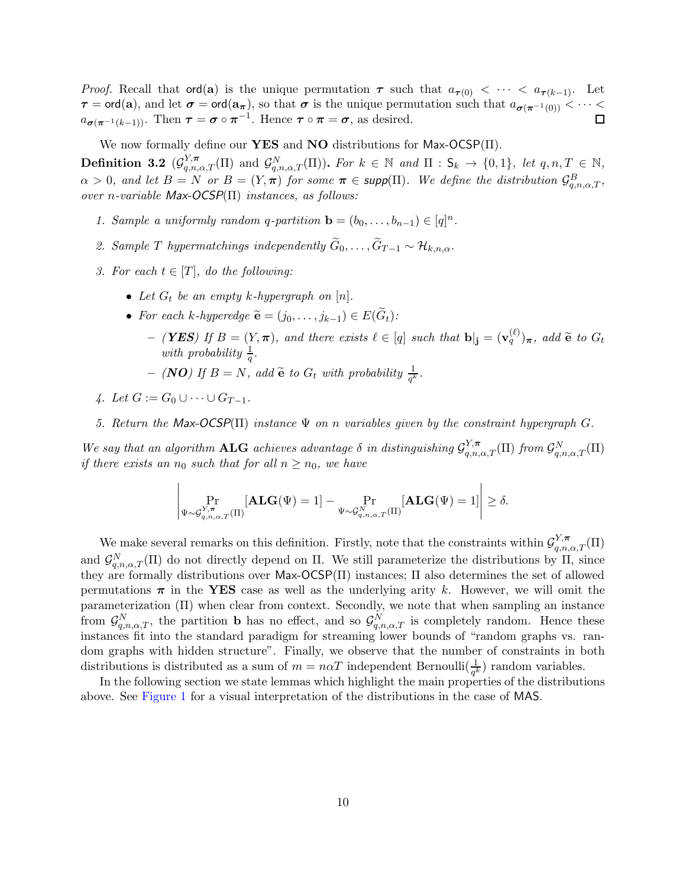*Proof.* Recall that $\mathsf{ord}(\mathbf{a})$ is the unique permutation $\boldsymbol{\tau}$ such that $a_{\boldsymbol{\tau}(0)} < \cdots < a_{\boldsymbol{\tau}(k-1)}$. Let $\boldsymbol{\tau} = \mathsf{ord}(\mathbf{a})$, and let $\boldsymbol{\sigma} = \mathsf{ord}(\mathbf{a}_{\boldsymbol{\pi}})$, so that $\boldsymbol{\sigma}$ is the unique permutation such that $a_{\boldsymbol{\sigma}(\boldsymbol{\pi}^{-1}(0))} < \cdots < a_{\boldsymbol{\sigma}(\boldsymbol{\pi}^{-1}(k-1))}$. Then $\boldsymbol{\tau} = \boldsymbol{\sigma} \circ \boldsymbol{\pi}^{-1}$. Hence $\boldsymbol{\tau} \circ \boldsymbol{\pi} = \boldsymbol{\sigma}$, as desired. ◻

We now formally define our **YES** and **NO** distributions for $\mathsf{Max\text{-}OCSP}(\Pi)$.

**Definition 3.2** ($\mathcal{G}^{Y,\boldsymbol{\pi}}_{q,n,\alpha,T}(\Pi)$ and $\mathcal{G}^{N}_{q,n,\alpha,T}(\Pi)$). *For $k \in \mathbb{N}$ and $\Pi : \mathsf{S}_k \to \{0,1\}$, let $q, n, T \in \mathbb{N}$, $\alpha > 0$, and let $B = N$ or $B = (Y, \boldsymbol{\pi})$ for some $\boldsymbol{\pi} \in \mathsf{supp}(\Pi)$. We define the distribution $\mathcal{G}^{B}_{q,n,\alpha,T}$, over $n$-variable $\mathsf{Max\text{-}OCSP}(\Pi)$ instances, as follows:*

1. *Sample a uniformly random $q$-partition $\mathbf{b} = (b_0, \ldots, b_{n-1}) \in [q]^n$.*
2. *Sample $T$ hypermatchings independently $\widetilde{G}_0, \ldots, \widetilde{G}_{T-1} \sim \mathcal{H}_{k,n,\alpha}$.*
3. *For each $t \in [T]$, do the following:*
   - *Let $G_t$ be an empty $k$-hypergraph on $[n]$.*
   - *For each $k$-hyperedge $\widetilde{\mathbf{e}} = (j_0, \ldots, j_{k-1}) \in E(\widetilde{G}_t)$:*
     - ***(YES)** If $B = (Y, \boldsymbol{\pi})$, and there exists $\ell \in [q]$ such that $\mathbf{b}|_{\mathbf{j}} = (\mathbf{v}^{(\ell)}_q)_{\boldsymbol{\pi}}$, add $\widetilde{\mathbf{e}}$ to $G_t$ with probability $\frac{1}{q}$.*
     - ***(NO)** If $B = N$, add $\widetilde{\mathbf{e}}$ to $G_t$ with probability $\frac{1}{q^k}$.*
4. *Let $G := G_0 \cup \cdots \cup G_{T-1}$.*
5. *Return the $\mathsf{Max\text{-}OCSP}(\Pi)$ instance $\Psi$ on $n$ variables given by the constraint hypergraph $G$.*

*We say that an algorithm* **ALG** *achieves advantage $\delta$ in distinguishing $\mathcal{G}^{Y,\boldsymbol{\pi}}_{q,n,\alpha,T}(\Pi)$ from $\mathcal{G}^{N}_{q,n,\alpha,T}(\Pi)$ if there exists an $n_0$ such that for all $n \geq n_0$, we have*

$$\left| \Pr_{\Psi \sim \mathcal{G}^{Y,\boldsymbol{\pi}}_{q,n,\alpha,T}(\Pi)}[\mathbf{ALG}(\Psi) = 1] - \Pr_{\Psi \sim \mathcal{G}^{N}_{q,n,\alpha,T}(\Pi)}[\mathbf{ALG}(\Psi) = 1] \right| \geq \delta.$$

We make several remarks on this definition. Firstly, note that the constraints within $\mathcal{G}^{Y,\boldsymbol{\pi}}_{q,n,\alpha,T}(\Pi)$ and $\mathcal{G}^{N}_{q,n,\alpha,T}(\Pi)$ do not directly depend on $\Pi$. We still parameterize the distributions by $\Pi$, since they are formally distributions over $\mathsf{Max\text{-}OCSP}(\Pi)$ instances; $\Pi$ also determines the set of allowed permutations $\boldsymbol{\pi}$ in the **YES** case as well as the underlying arity $k$. However, we will omit the parameterization $(\Pi)$ when clear from context. Secondly, we note that when sampling an instance from $\mathcal{G}^{N}_{q,n,\alpha,T}$, the partition $\mathbf{b}$ has no effect, and so $\mathcal{G}^{N}_{q,n,\alpha,T}$ is completely random. Hence these instances fit into the standard paradigm for streaming lower bounds of "random graphs vs. random graphs with hidden structure". Finally, we observe that the number of constraints in both distributions is distributed as a sum of $m = n\alpha T$ independent Bernoulli$(\frac{1}{q^k})$ random variables.

In the following section we state lemmas which highlight the main properties of the distributions above. See Figure 1 for a visual interpretation of the distributions in the case of $\mathsf{MAS}$.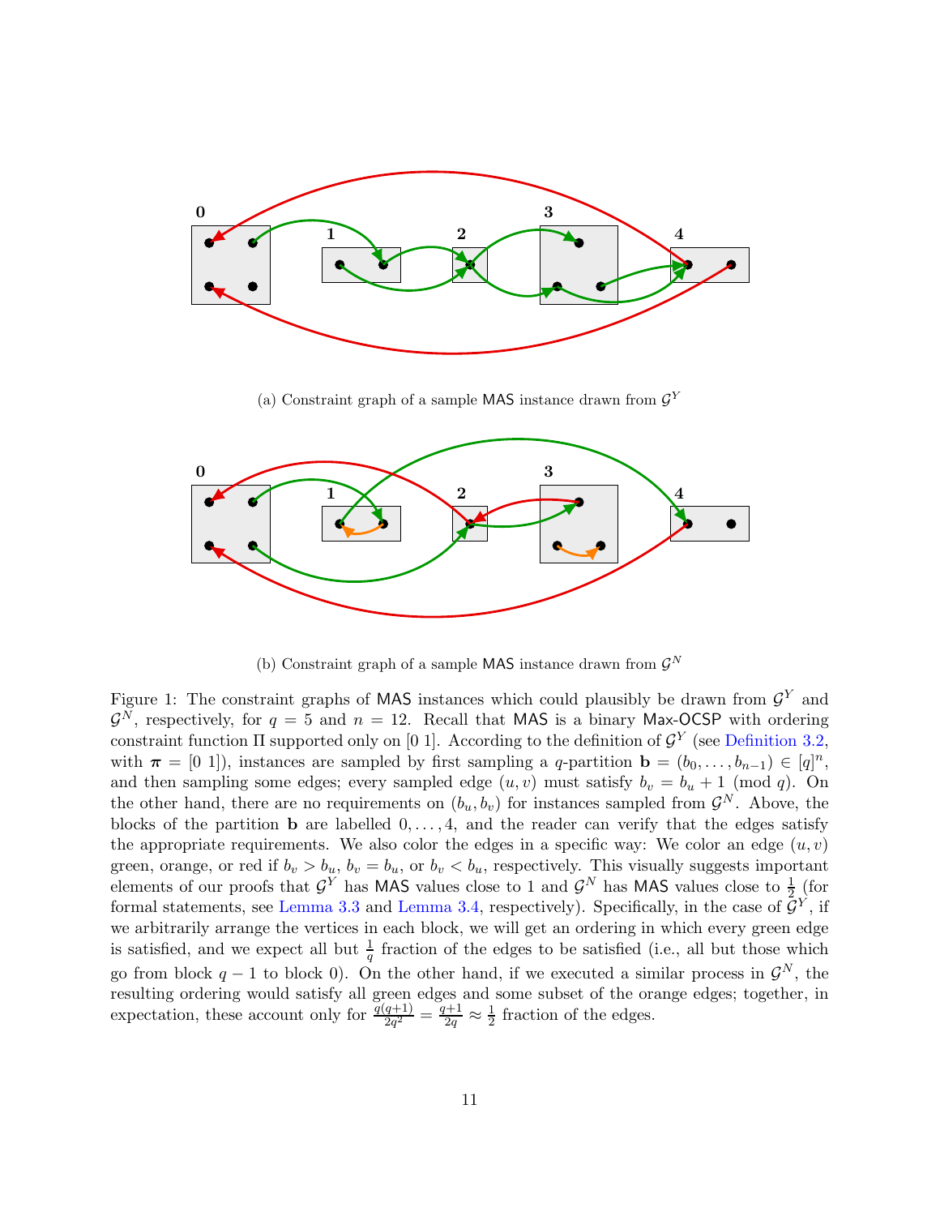(a) Constraint graph of a sample $\mathsf{MAS}$ instance drawn from $\mathcal{G}^Y$

(b) Constraint graph of a sample $\mathsf{MAS}$ instance drawn from $\mathcal{G}^N$

Figure 1: The constraint graphs of $\mathsf{MAS}$ instances which could plausibly be drawn from $\mathcal{G}^Y$ and $\mathcal{G}^N$, respectively, for $q = 5$ and $n = 12$. Recall that $\mathsf{MAS}$ is a binary $\mathsf{Max}$-$\mathsf{OCSP}$ with ordering constraint function $\Pi$ supported only on $[0\ 1]$. According to the definition of $\mathcal{G}^Y$ (see Definition 3.2, with $\boldsymbol{\pi} = [0\ 1]$), instances are sampled by first sampling a $q$-partition $\mathbf{b} = (b_0, \ldots, b_{n-1}) \in [q]^n$, and then sampling some edges; every sampled edge $(u, v)$ must satisfy $b_v = b_u + 1 \pmod q$. On the other hand, there are no requirements on $(b_u, b_v)$ for instances sampled from $\mathcal{G}^N$. Above, the blocks of the partition $\mathbf{b}$ are labelled $0, \ldots, 4$, and the reader can verify that the edges satisfy the appropriate requirements. We also color the edges in a specific way: We color an edge $(u, v)$ green, orange, or red if $b_v > b_u$, $b_v = b_u$, or $b_v < b_u$, respectively. This visually suggests important elements of our proofs that $\mathcal{G}^Y$ has $\mathsf{MAS}$ values close to 1 and $\mathcal{G}^N$ has $\mathsf{MAS}$ values close to $\frac{1}{2}$ (for formal statements, see Lemma 3.3 and Lemma 3.4, respectively). Specifically, in the case of $\mathcal{G}^Y$, if we arbitrarily arrange the vertices in each block, we will get an ordering in which every green edge is satisfied, and we expect all but $\frac{1}{q}$ fraction of the edges to be satisfied (i.e., all but those which go from block $q-1$ to block 0). On the other hand, if we executed a similar process in $\mathcal{G}^N$, the resulting ordering would satisfy all green edges and some subset of the orange edges; together, in expectation, these account only for $\frac{q(q+1)}{2q^2} = \frac{q+1}{2q} \approx \frac{1}{2}$ fraction of the edges.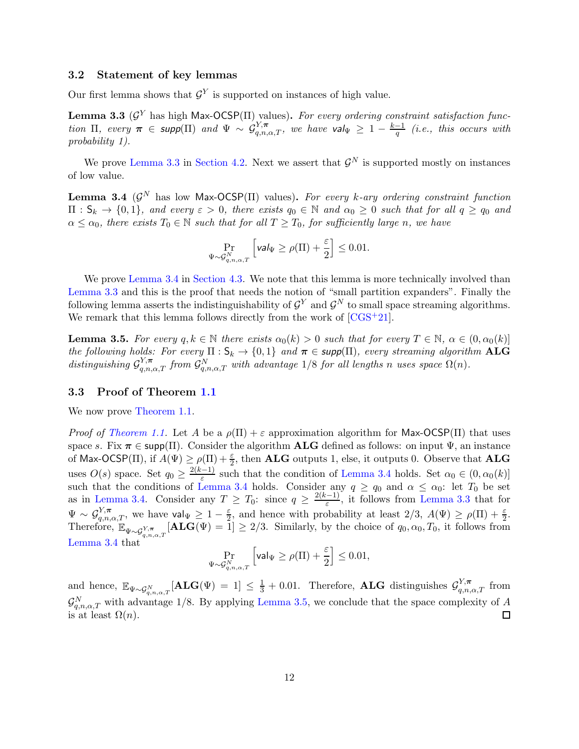### 3.2 Statement of key lemmas

Our first lemma shows that $\mathcal{G}^Y$ is supported on instances of high value.

**Lemma 3.3** ($\mathcal{G}^Y$ has high $\mathsf{Max\text{-}OCSP}(\Pi)$ values)**.** *For every ordering constraint satisfaction function $\Pi$, every $\boldsymbol{\pi} \in \mathsf{supp}(\Pi)$ and $\Psi \sim \mathcal{G}^{Y,\boldsymbol{\pi}}_{q,n,\alpha,T}$, we have $\mathsf{val}_\Psi \geq 1 - \frac{k-1}{q}$ (i.e., this occurs with probability 1).*

We prove Lemma 3.3 in Section 4.2. Next we assert that $\mathcal{G}^N$ is supported mostly on instances of low value.

**Lemma 3.4** ($\mathcal{G}^N$ has low $\mathsf{Max\text{-}OCSP}(\Pi)$ values)**.** *For every $k$-ary ordering constraint function $\Pi : \mathsf{S}_k \to \{0,1\}$, and every $\varepsilon > 0$, there exists $q_0 \in \mathbb{N}$ and $\alpha_0 \geq 0$ such that for all $q \geq q_0$ and $\alpha \leq \alpha_0$, there exists $T_0 \in \mathbb{N}$ such that for all $T \geq T_0$, for sufficiently large $n$, we have*

$$\Pr_{\Psi \sim \mathcal{G}^N_{q,n,\alpha,T}}\left[\mathsf{val}_\Psi \geq \rho(\Pi) + \frac{\varepsilon}{2}\right] \leq 0.01.$$

We prove Lemma 3.4 in Section 4.3. We note that this lemma is more technically involved than Lemma 3.3 and this is the proof that needs the notion of "small partition expanders". Finally the following lemma asserts the indistinguishability of $\mathcal{G}^Y$ and $\mathcal{G}^N$ to small space streaming algorithms. We remark that this lemma follows directly from the work of [CGS+21].

**Lemma 3.5.** *For every $q, k \in \mathbb{N}$ there exists $\alpha_0(k) > 0$ such that for every $T \in \mathbb{N}$, $\alpha \in (0, \alpha_0(k)]$ the following holds: For every $\Pi : \mathsf{S}_k \to \{0,1\}$ and $\boldsymbol{\pi} \in \mathsf{supp}(\Pi)$, every streaming algorithm $\mathbf{ALG}$ distinguishing $\mathcal{G}^{Y,\boldsymbol{\pi}}_{q,n,\alpha,T}$ from $\mathcal{G}^N_{q,n,\alpha,T}$ with advantage $1/8$ for all lengths $n$ uses space $\Omega(n)$.*

### 3.3 Proof of Theorem 1.1

We now prove Theorem 1.1.

*Proof of Theorem 1.1.* Let $A$ be a $\rho(\Pi) + \varepsilon$ approximation algorithm for $\mathsf{Max\text{-}OCSP}(\Pi)$ that uses space $s$. Fix $\boldsymbol{\pi} \in \mathsf{supp}(\Pi)$. Consider the algorithm $\mathbf{ALG}$ defined as follows: on input $\Psi$, an instance of $\mathsf{Max\text{-}OCSP}(\Pi)$, if $A(\Psi) \geq \rho(\Pi) + \frac{\varepsilon}{2}$, then $\mathbf{ALG}$ outputs 1, else, it outputs 0. Observe that $\mathbf{ALG}$ uses $O(s)$ space. Set $q_0 \geq \frac{2(k-1)}{\varepsilon}$ such that the condition of Lemma 3.4 holds. Set $\alpha_0 \in (0, \alpha_0(k)]$ such that the conditions of Lemma 3.4 holds. Consider any $q \geq q_0$ and $\alpha \leq \alpha_0$: let $T_0$ be set as in Lemma 3.4. Consider any $T \geq T_0$: since $q \geq \frac{2(k-1)}{\varepsilon}$, it follows from Lemma 3.3 that for $\Psi \sim \mathcal{G}^{Y,\boldsymbol{\pi}}_{q,n,\alpha,T}$, we have $\mathsf{val}_\Psi \geq 1 - \frac{\varepsilon}{2}$, and hence with probability at least $2/3$, $A(\Psi) \geq \rho(\Pi) + \frac{\varepsilon}{2}$. Therefore, $\mathbb{E}_{\Psi \sim \mathcal{G}^{Y,\boldsymbol{\pi}}_{q,n,\alpha,T}}[\mathbf{ALG}(\Psi) = 1] \geq 2/3$. Similarly, by the choice of $q_0, \alpha_0, T_0$, it follows from Lemma 3.4 that

$$\Pr_{\Psi \sim \mathcal{G}^N_{q,n,\alpha,T}}\left[\mathsf{val}_\Psi \geq \rho(\Pi) + \frac{\varepsilon}{2}\right] \leq 0.01,$$

and hence, $\mathbb{E}_{\Psi \sim \mathcal{G}^N_{q,n,\alpha,T}}[\mathbf{ALG}(\Psi) = 1] \leq \frac{1}{3} + 0.01$. Therefore, $\mathbf{ALG}$ distinguishes $\mathcal{G}^{Y,\boldsymbol{\pi}}_{q,n,\alpha,T}$ from $\mathcal{G}^N_{q,n,\alpha,T}$ with advantage $1/8$. By applying Lemma 3.5, we conclude that the space complexity of $A$ is at least $\Omega(n)$. ◻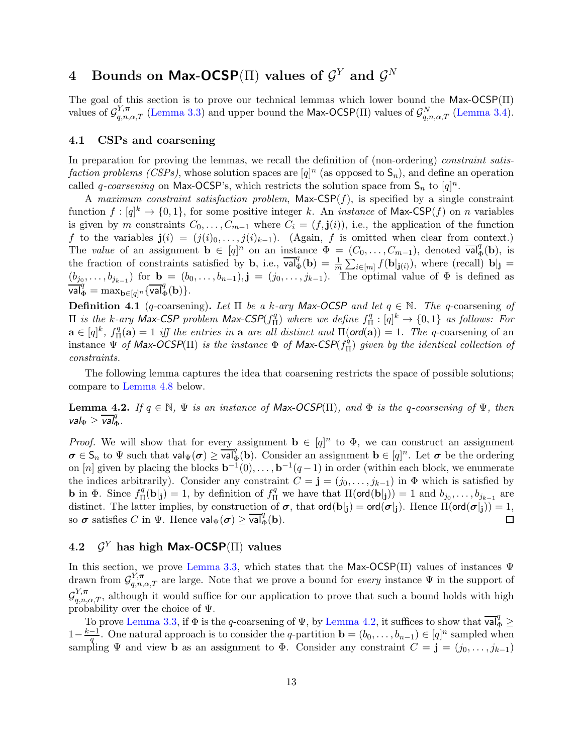## 4 Bounds on Max-OCSP($\Pi$) values of $\mathcal{G}^Y$ and $\mathcal{G}^N$

The goal of this section is to prove our technical lemmas which lower bound the Max-OCSP($\Pi$) values of $\mathcal{G}^{Y,\boldsymbol{\pi}}_{q,n,\alpha,T}$ (Lemma 3.3) and upper bound the Max-OCSP($\Pi$) values of $\mathcal{G}^{N}_{q,n,\alpha,T}$ (Lemma 3.4).

### 4.1 CSPs and coarsening

In preparation for proving the lemmas, we recall the definition of (non-ordering) *constraint satisfaction problems (CSPs)*, whose solution spaces are $[q]^n$ (as opposed to $\mathsf{S}_n$), and define an operation called *$q$-coarsening* on Max-OCSP's, which restricts the solution space from $\mathsf{S}_n$ to $[q]^n$.

A *maximum constraint satisfaction problem*, Max-CSP($f$), is specified by a single constraint function $f : [q]^k \to \{0,1\}$, for some positive integer $k$. An *instance* of Max-CSP($f$) on $n$ variables is given by $m$ constraints $C_0, \ldots, C_{m-1}$ where $C_i = (f, \mathbf{j}(i))$, i.e., the application of the function $f$ to the variables $\mathbf{j}(i) = (j(i)_0, \ldots, j(i)_{k-1})$. (Again, $f$ is omitted when clear from context.) The *value* of an assignment $\mathbf{b} \in [q]^n$ on an instance $\Phi = (C_0, \ldots, C_{m-1})$, denoted $\overline{\mathsf{val}}^q_\Phi(\mathbf{b})$, is the fraction of constraints satisfied by $\mathbf{b}$, i.e., $\overline{\mathsf{val}}^q_\Phi(\mathbf{b}) = \frac{1}{m}\sum_{i\in[m]} f(\mathbf{b}|_{\mathbf{j}(i)})$, where (recall) $\mathbf{b}|_{\mathbf{j}} = (b_{j_0}, \ldots, b_{j_{k-1}})$ for $\mathbf{b} = (b_0, \ldots, b_{n-1}), \mathbf{j} = (j_0, \ldots, j_{k-1})$. The optimal value of $\Phi$ is defined as $\overline{\mathsf{val}}^q_\Phi = \max_{\mathbf{b}\in[q]^n}\{\overline{\mathsf{val}}^q_\Phi(\mathbf{b})\}$.

**Definition 4.1** ($q$-coarsening). *Let $\Pi$ be a $k$-ary Max-OCSP and let $q \in \mathbb{N}$. The $q$-coarsening of $\Pi$ is the $k$-ary Max-CSP problem Max-CSP($f^q_\Pi$) where we define $f^q_\Pi : [q]^k \to \{0,1\}$ as follows: For $\mathbf{a} \in [q]^k$, $f^q_\Pi(\mathbf{a}) = 1$ iff the entries in $\mathbf{a}$ are all distinct and $\Pi(\mathsf{ord}(\mathbf{a})) = 1$. The $q$-coarsening of an instance $\Psi$ of Max-OCSP($\Pi$) is the instance $\Phi$ of Max-CSP($f^q_\Pi$) given by the identical collection of constraints.*

The following lemma captures the idea that coarsening restricts the space of possible solutions; compare to Lemma 4.8 below.

**Lemma 4.2.** *If $q \in \mathbb{N}$, $\Psi$ is an instance of Max-OCSP($\Pi$), and $\Phi$ is the $q$-coarsening of $\Psi$, then $\mathsf{val}_\Psi \geq \overline{\mathsf{val}}^q_\Phi$.*

*Proof.* We will show that for every assignment $\mathbf{b} \in [q]^n$ to $\Phi$, we can construct an assignment $\boldsymbol{\sigma} \in \mathsf{S}_n$ to $\Psi$ such that $\mathsf{val}_\Psi(\boldsymbol{\sigma}) \geq \overline{\mathsf{val}}^q_\Phi(\mathbf{b})$. Consider an assignment $\mathbf{b} \in [q]^n$. Let $\boldsymbol{\sigma}$ be the ordering on $[n]$ given by placing the blocks $\mathbf{b}^{-1}(0), \ldots, \mathbf{b}^{-1}(q-1)$ in order (within each block, we enumerate the indices arbitrarily). Consider any constraint $C = \mathbf{j} = (j_0, \ldots, j_{k-1})$ in $\Phi$ which is satisfied by $\mathbf{b}$ in $\Phi$. Since $f^q_\Pi(\mathbf{b}|_{\mathbf{j}}) = 1$, by definition of $f^q_\Pi$ we have that $\Pi(\mathsf{ord}(\mathbf{b}|_{\mathbf{j}})) = 1$ and $b_{j_0}, \ldots, b_{j_{k-1}}$ are distinct. The latter implies, by construction of $\boldsymbol{\sigma}$, that $\mathsf{ord}(\mathbf{b}|_{\mathbf{j}}) = \mathsf{ord}(\boldsymbol{\sigma}|_{\mathbf{j}})$. Hence $\Pi(\mathsf{ord}(\boldsymbol{\sigma}|_{\mathbf{j}})) = 1$, so $\boldsymbol{\sigma}$ satisfies $C$ in $\Psi$. Hence $\mathsf{val}_\Psi(\boldsymbol{\sigma}) \geq \overline{\mathsf{val}}^q_\Phi(\mathbf{b})$. $\square$

### 4.2 $\mathcal{G}^Y$ has high Max-OCSP($\Pi$) values

In this section, we prove Lemma 3.3, which states that the Max-OCSP($\Pi$) values of instances $\Psi$ drawn from $\mathcal{G}^{Y,\boldsymbol{\pi}}_{q,n,\alpha,T}$ are large. Note that we prove a bound for *every* instance $\Psi$ in the support of $\mathcal{G}^{Y,\boldsymbol{\pi}}_{q,n,\alpha,T}$, although it would suffice for our application to prove that such a bound holds with high probability over the choice of $\Psi$.

To prove Lemma 3.3, if $\Phi$ is the $q$-coarsening of $\Psi$, by Lemma 4.2, it suffices to show that $\overline{\mathsf{val}}^q_\Phi \geq 1 - \frac{k-1}{q}$. One natural approach is to consider the $q$-partition $\mathbf{b} = (b_0, \ldots, b_{n-1}) \in [q]^n$ sampled when sampling $\Psi$ and view $\mathbf{b}$ as an assignment to $\Phi$. Consider any constraint $C = \mathbf{j} = (j_0, \ldots, j_{k-1})$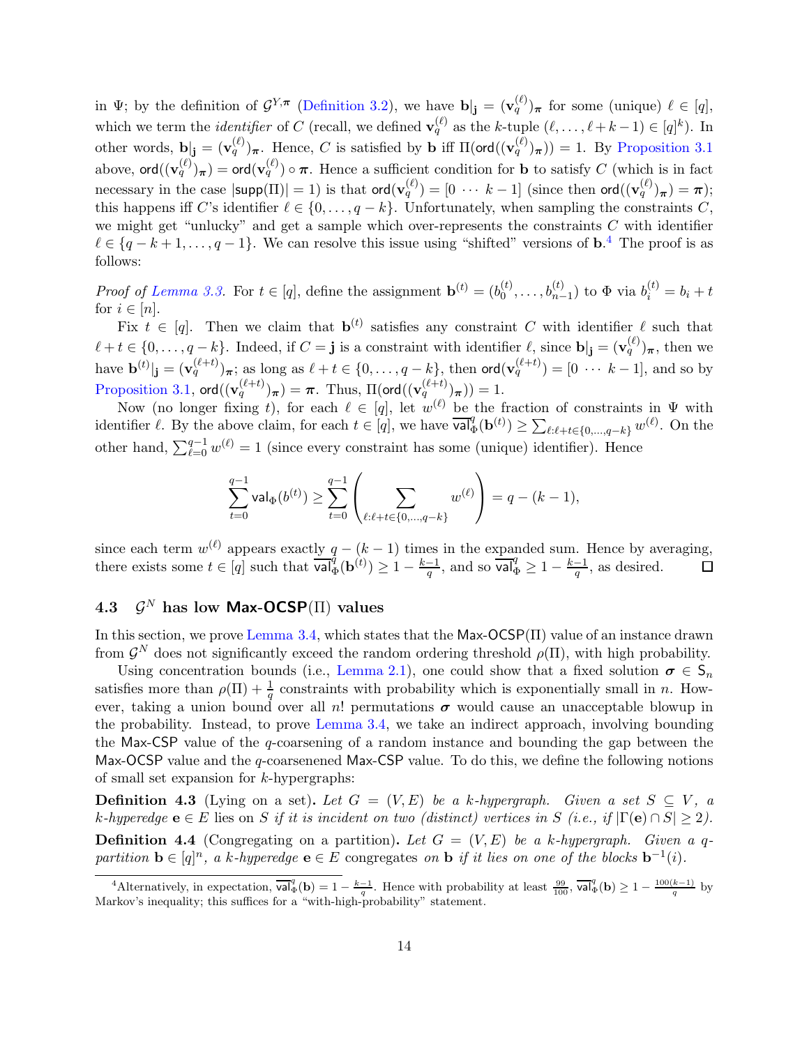in $\Psi$; by the definition of $\mathcal{G}^{Y,\boldsymbol{\pi}}$ (Definition 3.2), we have $\mathbf{b}|_{\mathbf{j}} = (\mathbf{v}_q^{(\ell)})_{\boldsymbol{\pi}}$ for some (unique) $\ell \in [q]$, which we term the *identifier* of $C$ (recall, we defined $\mathbf{v}_q^{(\ell)}$ as the $k$-tuple $(\ell, \ldots, \ell+k-1) \in [q]^k$). In other words, $\mathbf{b}|_{\mathbf{j}} = (\mathbf{v}_q^{(\ell)})_{\boldsymbol{\pi}}$. Hence, $C$ is satisfied by $\mathbf{b}$ iff $\Pi(\mathsf{ord}((\mathbf{v}_q^{(\ell)})_{\boldsymbol{\pi}})) = 1$. By Proposition 3.1 above, $\mathsf{ord}((\mathbf{v}_q^{(\ell)})_{\boldsymbol{\pi}}) = \mathsf{ord}(\mathbf{v}_q^{(\ell)}) \circ \boldsymbol{\pi}$. Hence a sufficient condition for $\mathbf{b}$ to satisfy $C$ (which is in fact necessary in the case $|\mathsf{supp}(\Pi)| = 1$) is that $\mathsf{ord}(\mathbf{v}_q^{(\ell)}) = [0 \ \cdots \ k-1]$ (since then $\mathsf{ord}((\mathbf{v}_q^{(\ell)})_{\boldsymbol{\pi}}) = \boldsymbol{\pi}$); this happens iff $C$'s identifier $\ell \in \{0, \ldots, q-k\}$. Unfortunately, when sampling the constraints $C$, we might get "unlucky" and get a sample which over-represents the constraints $C$ with identifier $\ell \in \{q-k+1, \ldots, q-1\}$. We can resolve this issue using "shifted" versions of $\mathbf{b}$.[4] The proof is as follows:

*Proof of Lemma 3.3.* For $t \in [q]$, define the assignment $\mathbf{b}^{(t)} = (b_0^{(t)}, \ldots, b_{n-1}^{(t)})$ to $\Phi$ via $b_i^{(t)} = b_i + t$ for $i \in [n]$.

Fix $t \in [q]$. Then we claim that $\mathbf{b}^{(t)}$ satisfies any constraint $C$ with identifier $\ell$ such that $\ell + t \in \{0, \ldots, q-k\}$. Indeed, if $C = \mathbf{j}$ is a constraint with identifier $\ell$, since $\mathbf{b}|_{\mathbf{j}} = (\mathbf{v}_q^{(\ell)})_{\boldsymbol{\pi}}$, then we have $\mathbf{b}^{(t)}|_{\mathbf{j}} = (\mathbf{v}_q^{(\ell+t)})_{\boldsymbol{\pi}}$; as long as $\ell + t \in \{0, \ldots, q-k\}$, then $\mathsf{ord}(\mathbf{v}_q^{(\ell+t)}) = [0 \ \cdots \ k-1]$, and so by Proposition 3.1, $\mathsf{ord}((\mathbf{v}_q^{(\ell+t)})_{\boldsymbol{\pi}}) = \boldsymbol{\pi}$. Thus, $\Pi(\mathsf{ord}((\mathbf{v}_q^{(\ell+t)})_{\boldsymbol{\pi}})) = 1$.

Now (no longer fixing $t$), for each $\ell \in [q]$, let $w^{(\ell)}$ be the fraction of constraints in $\Psi$ with identifier $\ell$. By the above claim, for each $t \in [q]$, we have $\overline{\mathsf{val}}_\Phi^q(\mathbf{b}^{(t)}) \geq \sum_{\ell:\ell+t \in \{0,\ldots,q-k\}} w^{(\ell)}$. On the other hand, $\sum_{\ell=0}^{q-1} w^{(\ell)} = 1$ (since every constraint has some (unique) identifier). Hence

$$\sum_{t=0}^{q-1} \mathsf{val}_\Phi(b^{(t)}) \geq \sum_{t=0}^{q-1} \left( \sum_{\ell:\ell+t \in \{0,\ldots,q-k\}} w^{(\ell)} \right) = q - (k-1),$$

since each term $w^{(\ell)}$ appears exactly $q-(k-1)$ times in the expanded sum. Hence by averaging, there exists some $t \in [q]$ such that $\overline{\mathsf{val}}_\Phi^q(\mathbf{b}^{(t)}) \geq 1 - \frac{k-1}{q}$, and so $\overline{\mathsf{val}}_\Phi^q \geq 1 - \frac{k-1}{q}$, as desired. $\square$

### 4.3 $\mathcal{G}^N$ has low $\mathsf{Max\text{-}OCSP}(\Pi)$ values

In this section, we prove Lemma 3.4, which states that the $\mathsf{Max\text{-}OCSP}(\Pi)$ value of an instance drawn from $\mathcal{G}^N$ does not significantly exceed the random ordering threshold $\rho(\Pi)$, with high probability.

Using concentration bounds (i.e., Lemma 2.1), one could show that a fixed solution $\boldsymbol{\sigma} \in \mathsf{S}_n$ satisfies more than $\rho(\Pi) + \frac{1}{q}$ constraints with probability which is exponentially small in $n$. However, taking a union bound over all $n!$ permutations $\boldsymbol{\sigma}$ would cause an unacceptable blowup in the probability. Instead, to prove Lemma 3.4, we take an indirect approach, involving bounding the $\mathsf{Max\text{-}CSP}$ value of the $q$-coarsening of a random instance and bounding the gap between the $\mathsf{Max\text{-}OCSP}$ value and the $q$-coarsenened $\mathsf{Max\text{-}CSP}$ value. To do this, we define the following notions of small set expansion for $k$-hypergraphs:

**Definition 4.3** (Lying on a set)**.** *Let $G = (V, E)$ be a $k$-hypergraph. Given a set $S \subseteq V$, a $k$-hyperedge $\mathbf{e} \in E$* lies on *$S$ if it is incident on two (distinct) vertices in $S$ (i.e., if $|\Gamma(\mathbf{e}) \cap S| \geq 2$).*

**Definition 4.4** (Congregating on a partition)**.** *Let $G = (V, E)$ be a $k$-hypergraph. Given a $q$-partition $\mathbf{b} \in [q]^n$, a $k$-hyperedge $\mathbf{e} \in E$* congregates *on $\mathbf{b}$ if it lies on one of the blocks $\mathbf{b}^{-1}(i)$.*

[4] Alternatively, in expectation, $\overline{\mathsf{val}}_\Phi^q(\mathbf{b}) = 1 - \frac{k-1}{q}$. Hence with probability at least $\frac{99}{100}$, $\overline{\mathsf{val}}_\Phi^q(\mathbf{b}) \geq 1 - \frac{100(k-1)}{q}$ by Markov's inequality; this suffices for a "with-high-probability" statement.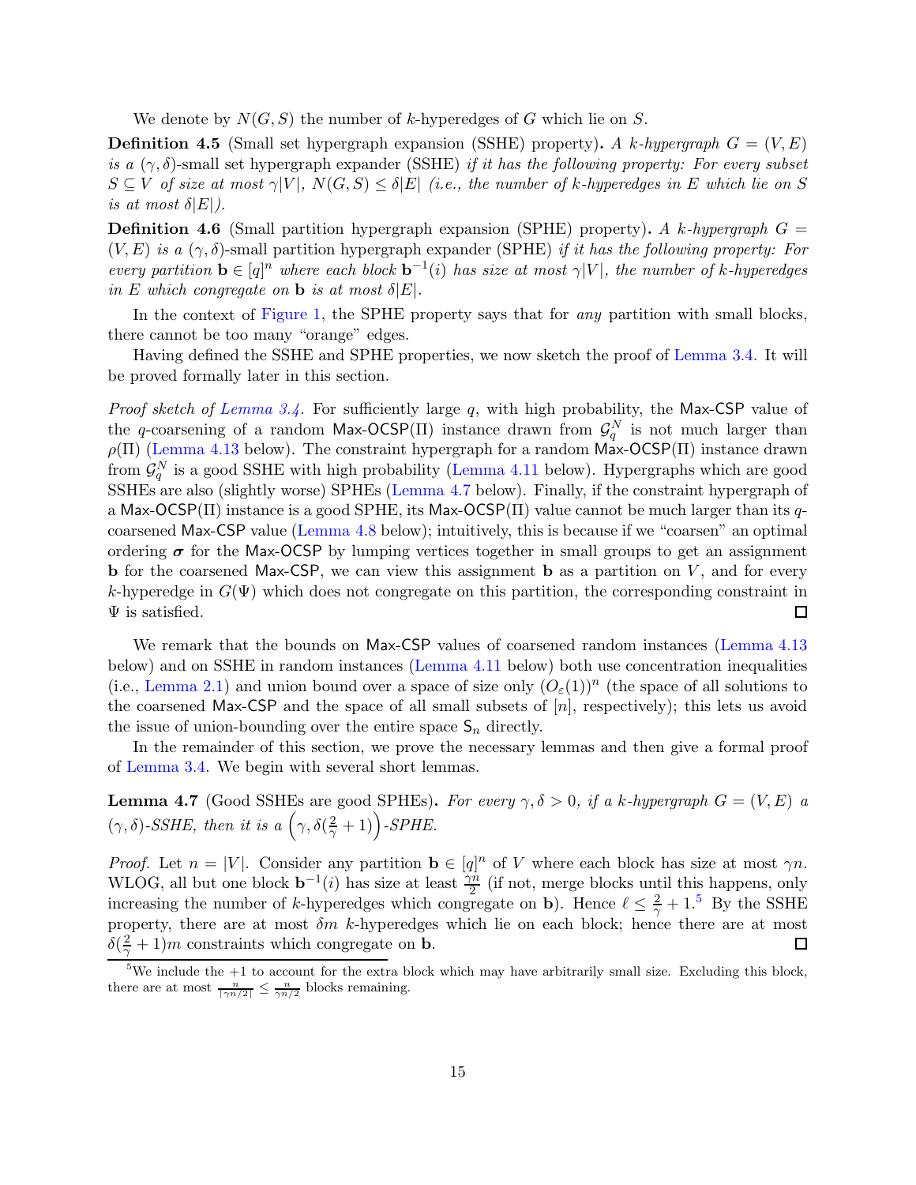We denote by $N(G, S)$ the number of $k$-hyperedges of $G$ which lie on $S$.

**Definition 4.5** (Small set hypergraph expansion (SSHE) property)**.** *A $k$-hypergraph $G = (V, E)$ is a $(\gamma, \delta)$-small set hypergraph expander (SSHE) if it has the following property: For every subset $S \subseteq V$ of size at most $\gamma|V|$, $N(G, S) \leq \delta|E|$ (i.e., the number of $k$-hyperedges in $E$ which lie on $S$ is at most $\delta|E|$).*

**Definition 4.6** (Small partition hypergraph expansion (SPHE) property)**.** *A $k$-hypergraph $G = (V, E)$ is a $(\gamma, \delta)$-small partition hypergraph expander (SPHE) if it has the following property: For every partition $\mathbf{b} \in [q]^n$ where each block $\mathbf{b}^{-1}(i)$ has size at most $\gamma|V|$, the number of $k$-hyperedges in $E$ which congregate on $\mathbf{b}$ is at most $\delta|E|$.*

In the context of Figure 1, the SPHE property says that for *any* partition with small blocks, there cannot be too many "orange" edges.

Having defined the SSHE and SPHE properties, we now sketch the proof of Lemma 3.4. It will be proved formally later in this section.

*Proof sketch of Lemma 3.4.* For sufficiently large $q$, with high probability, the Max-CSP value of the $q$-coarsening of a random Max-OCSP($\Pi$) instance drawn from $\mathcal{G}_q^N$ is not much larger than $\rho(\Pi)$ (Lemma 4.13 below). The constraint hypergraph for a random Max-OCSP($\Pi$) instance drawn from $\mathcal{G}_q^N$ is a good SSHE with high probability (Lemma 4.11 below). Hypergraphs which are good SSHEs are also (slightly worse) SPHEs (Lemma 4.7 below). Finally, if the constraint hypergraph of a Max-OCSP($\Pi$) instance is a good SPHE, its Max-OCSP($\Pi$) value cannot be much larger than its $q$-coarsened Max-CSP value (Lemma 4.8 below); intuitively, this is because if we "coarsen" an optimal ordering $\boldsymbol{\sigma}$ for the Max-OCSP by lumping vertices together in small groups to get an assignment $\mathbf{b}$ for the coarsened Max-CSP, we can view this assignment $\mathbf{b}$ as a partition on $V$, and for every $k$-hyperedge in $G(\Psi)$ which does not congregate on this partition, the corresponding constraint in $\Psi$ is satisfied. $\square$

We remark that the bounds on Max-CSP values of coarsened random instances (Lemma 4.13 below) and on SSHE in random instances (Lemma 4.11 below) both use concentration inequalities (i.e., Lemma 2.1) and union bound over a space of size only $(O_\varepsilon(1))^n$ (the space of all solutions to the coarsened Max-CSP and the space of all small subsets of $[n]$, respectively); this lets us avoid the issue of union-bounding over the entire space $\mathsf{S}_n$ directly.

In the remainder of this section, we prove the necessary lemmas and then give a formal proof of Lemma 3.4. We begin with several short lemmas.

**Lemma 4.7** (Good SSHEs are good SPHEs)**.** *For every $\gamma, \delta > 0$, if a $k$-hypergraph $G = (V, E)$ a $(\gamma, \delta)$-SSHE, then it is a $\left(\gamma, \delta(\frac{2}{\gamma} + 1)\right)$-SPHE.*

*Proof.* Let $n = |V|$. Consider any partition $\mathbf{b} \in [q]^n$ of $V$ where each block has size at most $\gamma n$. WLOG, all but one block $\mathbf{b}^{-1}(i)$ has size at least $\frac{\gamma n}{2}$ (if not, merge blocks until this happens, only increasing the number of $k$-hyperedges which congregate on $\mathbf{b}$). Hence $\ell \leq \frac{2}{\gamma} + 1$.[5] By the SSHE property, there are at most $\delta m$ $k$-hyperedges which lie on each block; hence there are at most $\delta(\frac{2}{\gamma} + 1)m$ constraints which congregate on $\mathbf{b}$. $\square$

[5] We include the +1 to account for the extra block which may have arbitrarily small size. Excluding this block, there are at most $\frac{n}{\lceil \gamma n/2 \rceil} \leq \frac{n}{\gamma n/2}$ blocks remaining.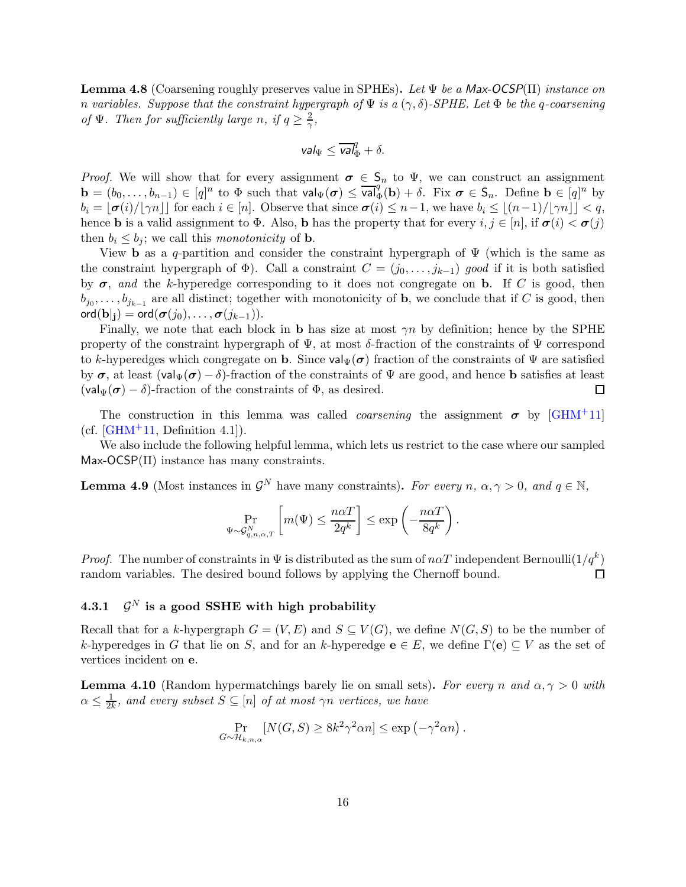**Lemma 4.8** (Coarsening roughly preserves value in SPHEs)**.** *Let $\Psi$ be a* Max-OCSP$(\Pi)$ *instance on $n$ variables. Suppose that the constraint hypergraph of $\Psi$ is a $(\gamma, \delta)$-SPHE. Let $\Phi$ be the $q$-coarsening of $\Psi$. Then for sufficiently large $n$, if $q \geq \frac{2}{\gamma}$,*

$$\mathsf{val}_\Psi \leq \overline{\mathsf{val}}_\Phi^q + \delta.$$

*Proof.* We will show that for every assignment $\boldsymbol{\sigma} \in \mathsf{S}_n$ to $\Psi$, we can construct an assignment $\mathbf{b} = (b_0, \ldots, b_{n-1}) \in [q]^n$ to $\Phi$ such that $\mathsf{val}_\Psi(\boldsymbol{\sigma}) \leq \overline{\mathsf{val}}_\Phi^q(\mathbf{b}) + \delta$. Fix $\boldsymbol{\sigma} \in \mathsf{S}_n$. Define $\mathbf{b} \in [q]^n$ by $b_i = \lfloor \boldsymbol{\sigma}(i)/\lfloor \gamma n \rfloor \rfloor$ for each $i \in [n]$. Observe that since $\boldsymbol{\sigma}(i) \leq n-1$, we have $b_i \leq \lfloor (n-1)/\lfloor \gamma n \rfloor \rfloor < q$, hence $\mathbf{b}$ is a valid assignment to $\Phi$. Also, $\mathbf{b}$ has the property that for every $i, j \in [n]$, if $\boldsymbol{\sigma}(i) < \boldsymbol{\sigma}(j)$ then $b_i \leq b_j$; we call this *monotonicity* of $\mathbf{b}$.

View $\mathbf{b}$ as a $q$-partition and consider the constraint hypergraph of $\Psi$ (which is the same as the constraint hypergraph of $\Phi$). Call a constraint $C = (j_0, \ldots, j_{k-1})$ *good* if it is both satisfied by $\boldsymbol{\sigma}$, *and* the $k$-hyperedge corresponding to it does not congregate on $\mathbf{b}$. If $C$ is good, then $b_{j_0}, \ldots, b_{j_{k-1}}$ are all distinct; together with monotonicity of $\mathbf{b}$, we conclude that if $C$ is good, then $\mathsf{ord}(\mathbf{b}|_{\mathbf{j}}) = \mathsf{ord}(\boldsymbol{\sigma}(j_0), \ldots, \boldsymbol{\sigma}(j_{k-1}))$.

Finally, we note that each block in $\mathbf{b}$ has size at most $\gamma n$ by definition; hence by the SPHE property of the constraint hypergraph of $\Psi$, at most $\delta$-fraction of the constraints of $\Psi$ correspond to $k$-hyperedges which congregate on $\mathbf{b}$. Since $\mathsf{val}_\Psi(\boldsymbol{\sigma})$ fraction of the constraints of $\Psi$ are satisfied by $\boldsymbol{\sigma}$, at least $(\mathsf{val}_\Psi(\boldsymbol{\sigma}) - \delta)$-fraction of the constraints of $\Psi$ are good, and hence $\mathbf{b}$ satisfies at least $(\mathsf{val}_\Psi(\boldsymbol{\sigma}) - \delta)$-fraction of the constraints of $\Phi$, as desired. ◻

The construction in this lemma was called *coarsening* the assignment $\boldsymbol{\sigma}$ by [GHM+11] (cf. [GHM+11, Definition 4.1]).

We also include the following helpful lemma, which lets us restrict to the case where our sampled Max-OCSP$(\Pi)$ instance has many constraints.

**Lemma 4.9** (Most instances in $\mathcal{G}^N$ have many constraints)**.** *For every $n$, $\alpha, \gamma > 0$, and $q \in \mathbb{N}$,*

$$\Pr_{\Psi \sim \mathcal{G}^N_{q,n,\alpha,T}} \left[ m(\Psi) \leq \frac{n\alpha T}{2q^k} \right] \leq \exp\left( -\frac{n\alpha T}{8q^k} \right).$$

*Proof.* The number of constraints in $\Psi$ is distributed as the sum of $n\alpha T$ independent Bernoulli$(1/q^k)$ random variables. The desired bound follows by applying the Chernoff bound. ◻

### 4.3.1 $\mathcal{G}^N$ is a good SSHE with high probability

Recall that for a $k$-hypergraph $G = (V, E)$ and $S \subseteq V(G)$, we define $N(G, S)$ to be the number of $k$-hyperedges in $G$ that lie on $S$, and for an $k$-hyperedge $\mathbf{e} \in E$, we define $\Gamma(\mathbf{e}) \subseteq V$ as the set of vertices incident on $\mathbf{e}$.

**Lemma 4.10** (Random hypermatchings barely lie on small sets)**.** *For every $n$ and $\alpha, \gamma > 0$ with $\alpha \leq \frac{1}{2k}$, and every subset $S \subseteq [n]$ of at most $\gamma n$ vertices, we have*

$$\Pr_{G \sim \mathcal{H}_{k,n,\alpha}} [N(G, S) \geq 8k^2\gamma^2\alpha n] \leq \exp\left(-\gamma^2 \alpha n\right).$$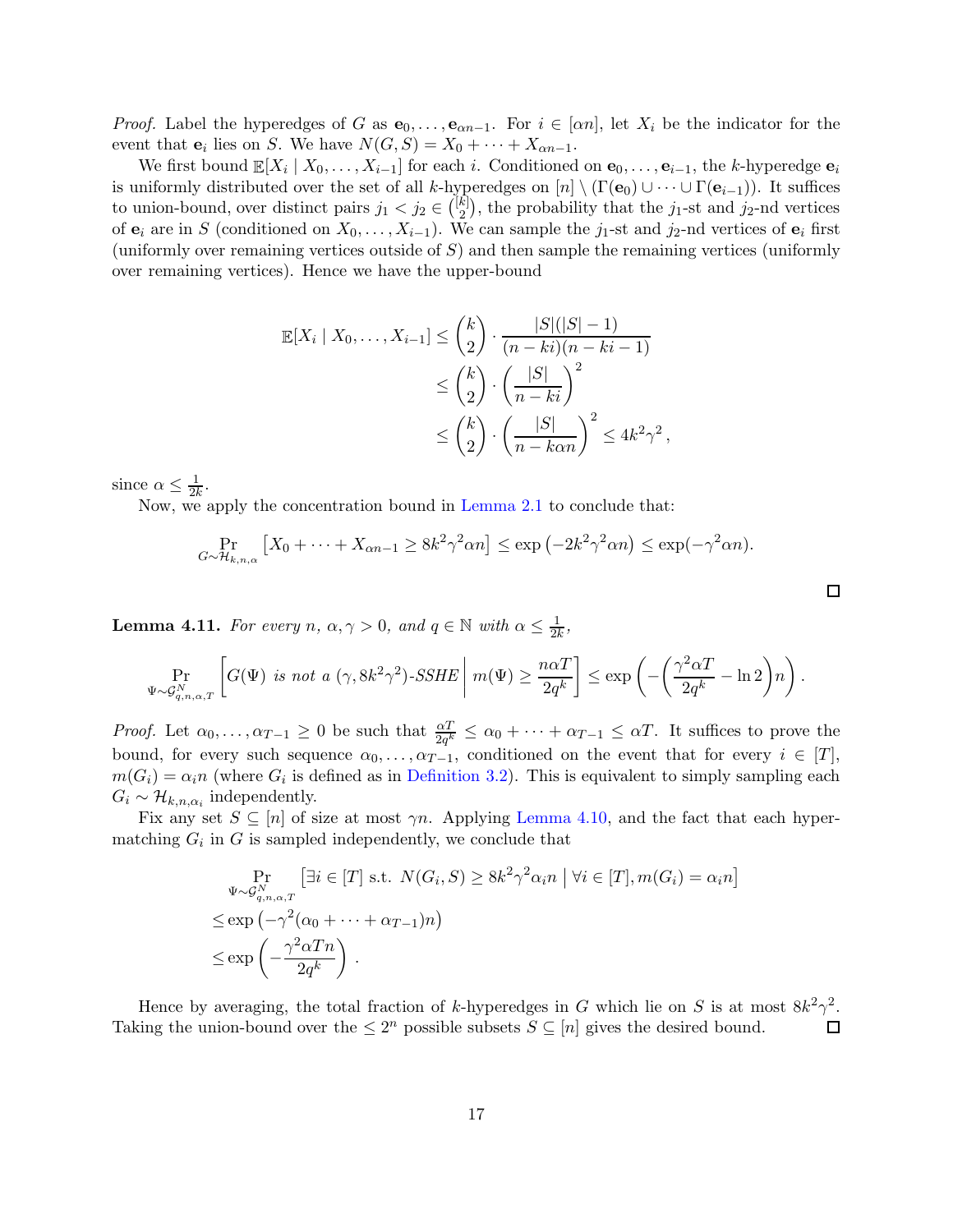*Proof.* Label the hyperedges of $G$ as $\mathbf{e}_0, \ldots, \mathbf{e}_{\alpha n-1}$. For $i \in [\alpha n]$, let $X_i$ be the indicator for the event that $\mathbf{e}_i$ lies on $S$. We have $N(G, S) = X_0 + \cdots + X_{\alpha n-1}$.

We first bound $\mathbb{E}[X_i \mid X_0, \ldots, X_{i-1}]$ for each $i$. Conditioned on $\mathbf{e}_0, \ldots, \mathbf{e}_{i-1}$, the $k$-hyperedge $\mathbf{e}_i$ is uniformly distributed over the set of all $k$-hyperedges on $[n] \setminus (\Gamma(\mathbf{e}_0) \cup \cdots \cup \Gamma(\mathbf{e}_{i-1}))$. It suffices to union-bound, over distinct pairs $j_1 < j_2 \in \binom{[k]}{2}$, the probability that the $j_1$-st and $j_2$-nd vertices of $\mathbf{e}_i$ are in $S$ (conditioned on $X_0, \ldots, X_{i-1}$). We can sample the $j_1$-st and $j_2$-nd vertices of $\mathbf{e}_i$ first (uniformly over remaining vertices outside of $S$) and then sample the remaining vertices (uniformly over remaining vertices). Hence we have the upper-bound

$$
\begin{aligned}
\mathbb{E}[X_i \mid X_0, \ldots, X_{i-1}] &\leq \binom{k}{2} \cdot \frac{|S|(|S|-1)}{(n-ki)(n-ki-1)} \\
&\leq \binom{k}{2} \cdot \left(\frac{|S|}{n-ki}\right)^2 \\
&\leq \binom{k}{2} \cdot \left(\frac{|S|}{n-k\alpha n}\right)^2 \leq 4k^2\gamma^2 ,
\end{aligned}
$$

since $\alpha \leq \frac{1}{2k}$.

Now, we apply the concentration bound in Lemma 2.1 to conclude that:

$$
\Pr_{G \sim \mathcal{H}_{k,n,\alpha}} \left[X_0 + \cdots + X_{\alpha n-1} \geq 8k^2\gamma^2\alpha n\right] \leq \exp\left(-2k^2\gamma^2\alpha n\right) \leq \exp(-\gamma^2\alpha n).
$$

□

**Lemma 4.11.** *For every $n$, $\alpha, \gamma > 0$, and $q \in \mathbb{N}$ with $\alpha \leq \frac{1}{2k}$,*

$$
\Pr_{\Psi \sim \mathcal{G}^N_{q,n,\alpha,T}} \left[G(\Psi) \text{ is not a } (\gamma, 8k^2\gamma^2)\text{-SSHE} \;\middle|\; m(\Psi) \geq \frac{n\alpha T}{2q^k}\right] \leq \exp\left(-\left(\frac{\gamma^2\alpha T}{2q^k} - \ln 2\right)n\right).
$$

*Proof.* Let $\alpha_0, \ldots, \alpha_{T-1} \geq 0$ be such that $\frac{\alpha T}{2q^k} \leq \alpha_0 + \cdots + \alpha_{T-1} \leq \alpha T$. It suffices to prove the bound, for every such sequence $\alpha_0, \ldots, \alpha_{T-1}$, conditioned on the event that for every $i \in [T]$, $m(G_i) = \alpha_i n$ (where $G_i$ is defined as in Definition 3.2). This is equivalent to simply sampling each $G_i \sim \mathcal{H}_{k,n,\alpha_i}$ independently.

Fix any set $S \subseteq [n]$ of size at most $\gamma n$. Applying Lemma 4.10, and the fact that each hypermatching $G_i$ in $G$ is sampled independently, we conclude that

$$
\begin{aligned}
&\Pr_{\Psi \sim \mathcal{G}^N_{q,n,\alpha,T}} \left[\exists i \in [T] \text{ s.t. } N(G_i, S) \geq 8k^2\gamma^2\alpha_i n \;\middle|\; \forall i \in [T], m(G_i) = \alpha_i n\right] \\
&\leq \exp\left(-\gamma^2(\alpha_0 + \cdots + \alpha_{T-1})n\right) \\
&\leq \exp\left(-\frac{\gamma^2\alpha T n}{2q^k}\right) .
\end{aligned}
$$

Hence by averaging, the total fraction of $k$-hyperedges in $G$ which lie on $S$ is at most $8k^2\gamma^2$. Taking the union-bound over the $\leq 2^n$ possible subsets $S \subseteq [n]$ gives the desired bound. □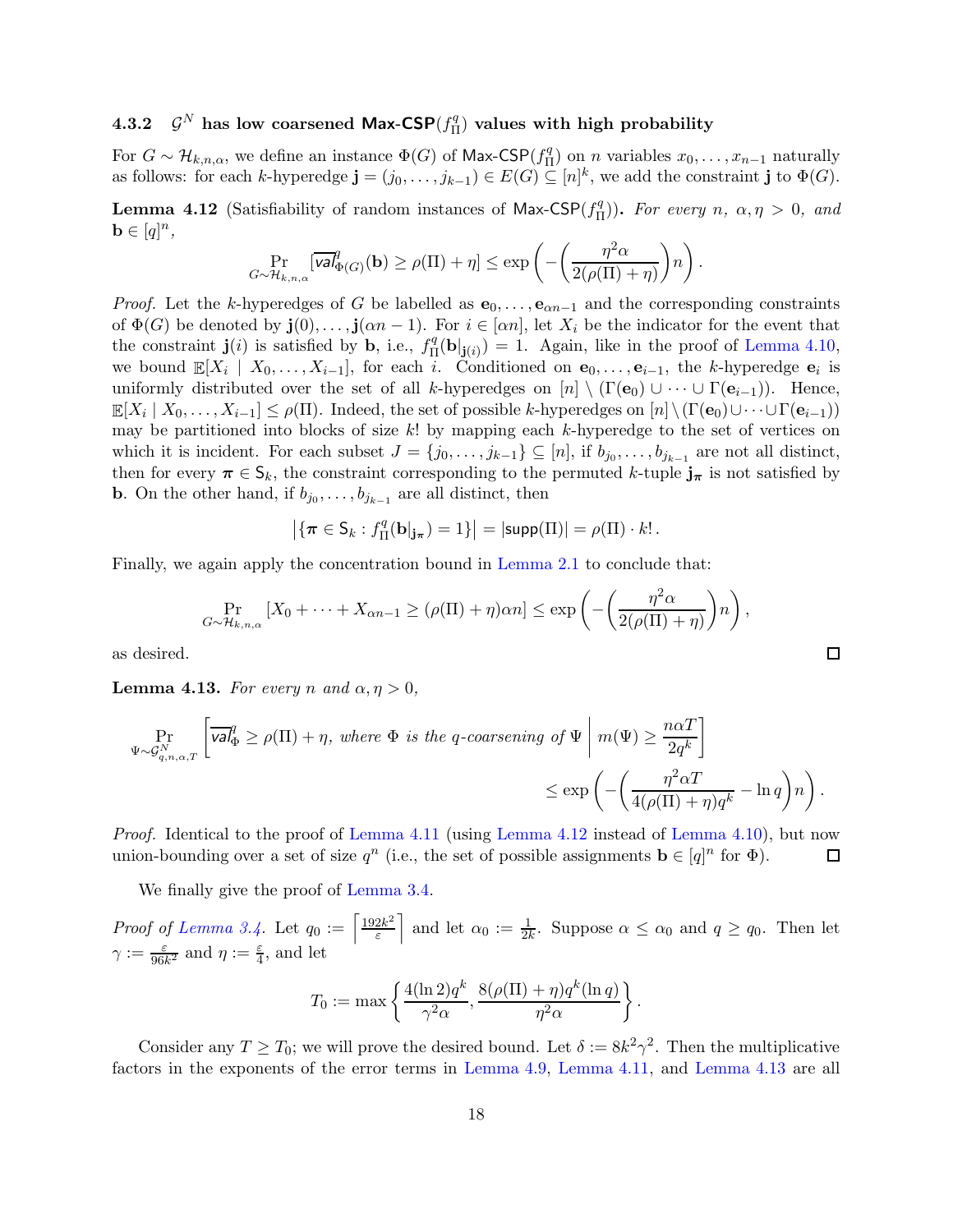### 4.3.2 $\mathcal{G}^N$ has low coarsened $\mathsf{Max\text{-}CSP}(f_\Pi^q)$ values with high probability

For $G \sim \mathcal{H}_{k,n,\alpha}$, we define an instance $\Phi(G)$ of $\mathsf{Max\text{-}CSP}(f_\Pi^q)$ on $n$ variables $x_0, \ldots, x_{n-1}$ naturally as follows: for each $k$-hyperedge $\mathbf{j} = (j_0, \ldots, j_{k-1}) \in E(G) \subseteq [n]^k$, we add the constraint $\mathbf{j}$ to $\Phi(G)$.

**Lemma 4.12** (Satisfiability of random instances of $\mathsf{Max\text{-}CSP}(f_\Pi^q)$)**.** *For every $n$, $\alpha, \eta > 0$, and $\mathbf{b} \in [q]^n$,*

$$\Pr_{G \sim \mathcal{H}_{k,n,\alpha}}[\overline{\mathsf{val}}^q_{\Phi(G)}(\mathbf{b}) \geq \rho(\Pi) + \eta] \leq \exp\left(-\left(\frac{\eta^2 \alpha}{2(\rho(\Pi) + \eta)}\right) n\right).$$

*Proof.* Let the $k$-hyperedges of $G$ be labelled as $\mathbf{e}_0, \ldots, \mathbf{e}_{\alpha n - 1}$ and the corresponding constraints of $\Phi(G)$ be denoted by $\mathbf{j}(0), \ldots, \mathbf{j}(\alpha n - 1)$. For $i \in [\alpha n]$, let $X_i$ be the indicator for the event that the constraint $\mathbf{j}(i)$ is satisfied by $\mathbf{b}$, i.e., $f_\Pi^q(\mathbf{b}|_{\mathbf{j}(i)}) = 1$. Again, like in the proof of Lemma 4.10, we bound $\mathbb{E}[X_i \mid X_0, \ldots, X_{i-1}]$, for each $i$. Conditioned on $\mathbf{e}_0, \ldots, \mathbf{e}_{i-1}$, the $k$-hyperedge $\mathbf{e}_i$ is uniformly distributed over the set of all $k$-hyperedges on $[n] \setminus (\Gamma(\mathbf{e}_0) \cup \cdots \cup \Gamma(\mathbf{e}_{i-1}))$. Hence, $\mathbb{E}[X_i \mid X_0, \ldots, X_{i-1}] \leq \rho(\Pi)$. Indeed, the set of possible $k$-hyperedges on $[n] \setminus (\Gamma(\mathbf{e}_0) \cup \cdots \cup \Gamma(\mathbf{e}_{i-1}))$ may be partitioned into blocks of size $k!$ by mapping each $k$-hyperedge to the set of vertices on which it is incident. For each subset $J = \{j_0, \ldots, j_{k-1}\} \subseteq [n]$, if $b_{j_0}, \ldots, b_{j_{k-1}}$ are not all distinct, then for every $\boldsymbol{\pi} \in \mathsf{S}_k$, the constraint corresponding to the permuted $k$-tuple $\mathbf{j}_{\boldsymbol{\pi}}$ is not satisfied by $\mathbf{b}$. On the other hand, if $b_{j_0}, \ldots, b_{j_{k-1}}$ are all distinct, then

$$\left|\{\boldsymbol{\pi} \in \mathsf{S}_k : f_\Pi^q(\mathbf{b}|_{\mathbf{j}_{\boldsymbol{\pi}}}) = 1\}\right| = |\mathsf{supp}(\Pi)| = \rho(\Pi) \cdot k!\,.$$

Finally, we again apply the concentration bound in Lemma 2.1 to conclude that:

$$\Pr_{G \sim \mathcal{H}_{k,n,\alpha}}[X_0 + \cdots + X_{\alpha n - 1} \geq (\rho(\Pi) + \eta)\alpha n] \leq \exp\left(-\left(\frac{\eta^2 \alpha}{2(\rho(\Pi) + \eta)}\right) n\right),$$

as desired. $\square$

**Lemma 4.13.** *For every $n$ and $\alpha, \eta > 0$,*

$$\Pr_{\Psi \sim \mathcal{G}^N_{q,n,\alpha,T}}\left[\overline{\mathsf{val}}^q_\Phi \geq \rho(\Pi) + \eta, \text{ where } \Phi \text{ is the } q\text{-coarsening of } \Psi \;\middle|\; m(\Psi) \geq \frac{n\alpha T}{2q^k}\right]$$
$$\leq \exp\left(-\left(\frac{\eta^2 \alpha T}{4(\rho(\Pi) + \eta)q^k} - \ln q\right) n\right).$$

*Proof.* Identical to the proof of Lemma 4.11 (using Lemma 4.12 instead of Lemma 4.10), but now union-bounding over a set of size $q^n$ (i.e., the set of possible assignments $\mathbf{b} \in [q]^n$ for $\Phi$). $\square$

We finally give the proof of Lemma 3.4.

*Proof of Lemma 3.4.* Let $q_0 := \left\lceil \frac{192k^2}{\varepsilon} \right\rceil$ and let $\alpha_0 := \frac{1}{2k}$. Suppose $\alpha \leq \alpha_0$ and $q \geq q_0$. Then let $\gamma := \frac{\varepsilon}{96k^2}$ and $\eta := \frac{\varepsilon}{4}$, and let

$$T_0 := \max\left\{\frac{4(\ln 2)q^k}{\gamma^2 \alpha}, \frac{8(\rho(\Pi) + \eta)q^k(\ln q)}{\eta^2 \alpha}\right\}.$$

Consider any $T \geq T_0$; we will prove the desired bound. Let $\delta := 8k^2\gamma^2$. Then the multiplicative factors in the exponents of the error terms in Lemma 4.9, Lemma 4.11, and Lemma 4.13 are all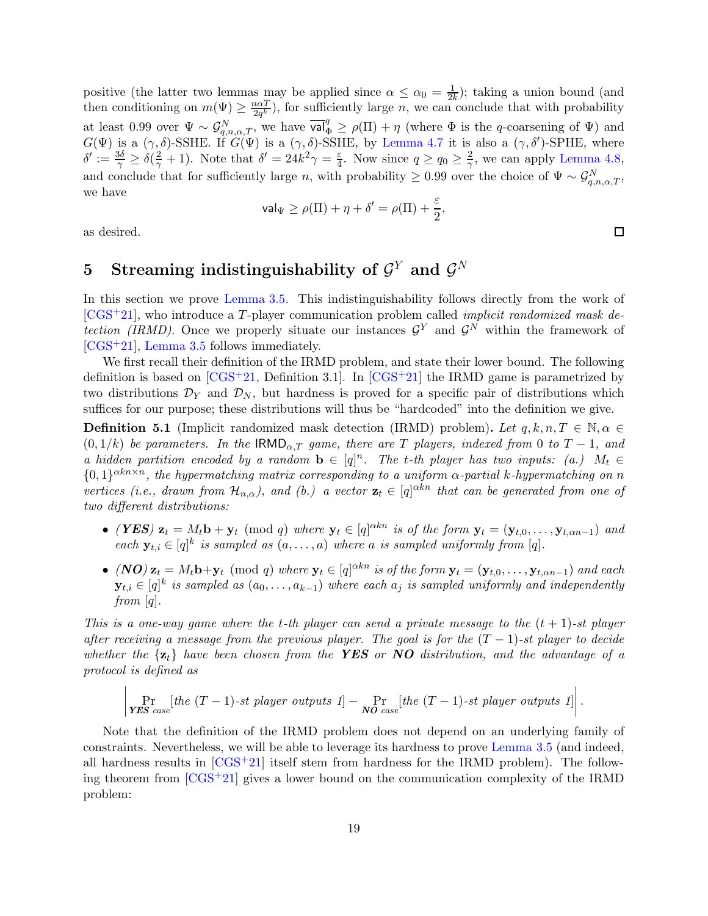positive (the latter two lemmas may be applied since $\alpha \leq \alpha_0 = \frac{1}{2k}$); taking a union bound (and then conditioning on $m(\Psi) \geq \frac{n\alpha T}{2q^k}$), for sufficiently large $n$, we can conclude that with probability at least 0.99 over $\Psi \sim \mathcal{G}^N_{q,n,\alpha,T}$, we have $\overline{\mathsf{val}}^q_\Phi \geq \rho(\Pi) + \eta$ (where $\Phi$ is the $q$-coarsening of $\Psi$) and $G(\Psi)$ is a $(\gamma, \delta)$-SSHE. If $G(\Psi)$ is a $(\gamma, \delta)$-SSHE, by Lemma 4.7 it is also a $(\gamma, \delta')$-SPHE, where $\delta' := \frac{3\delta}{\gamma} \geq \delta(\frac{2}{\gamma} + 1)$. Note that $\delta' = 24k^2\gamma = \frac{\varepsilon}{4}$. Now since $q \geq q_0 \geq \frac{2}{\gamma}$, we can apply Lemma 4.8, and conclude that for sufficiently large $n$, with probability $\geq 0.99$ over the choice of $\Psi \sim \mathcal{G}^N_{q,n,\alpha,T}$, we have

$$\mathsf{val}_\Psi \geq \rho(\Pi) + \eta + \delta' = \rho(\Pi) + \frac{\varepsilon}{2},$$

as desired. □

# 5 Streaming indistinguishability of $\mathcal{G}^Y$ and $\mathcal{G}^N$

In this section we prove Lemma 3.5. This indistinguishability follows directly from the work of [CGS+21], who introduce a $T$-player communication problem called *implicit randomized mask detection (IRMD)*. Once we properly situate our instances $\mathcal{G}^Y$ and $\mathcal{G}^N$ within the framework of [CGS+21], Lemma 3.5 follows immediately.

We first recall their definition of the IRMD problem, and state their lower bound. The following definition is based on [CGS+21, Definition 3.1]. In [CGS+21] the IRMD game is parametrized by two distributions $\mathcal{D}_Y$ and $\mathcal{D}_N$, but hardness is proved for a specific pair of distributions which suffices for our purpose; these distributions will thus be "hardcoded" into the definition we give.

**Definition 5.1** (Implicit randomized mask detection (IRMD) problem)**.** *Let $q, k, n, T \in \mathbb{N}, \alpha \in (0, 1/k)$ be parameters. In the $\mathsf{IRMD}_{\alpha,T}$ game, there are $T$ players, indexed from 0 to $T-1$, and a hidden partition encoded by a random $\mathbf{b} \in [q]^n$. The $t$-th player has two inputs: (a.) $M_t \in \{0,1\}^{\alpha kn \times n}$, the hypermatching matrix corresponding to a uniform $\alpha$-partial $k$-hypermatching on $n$ vertices (i.e., drawn from $\mathcal{H}_{n,\alpha}$), and (b.) a vector $\mathbf{z}_t \in [q]^{\alpha kn}$ that can be generated from one of two different distributions:*

- ***(YES)*** *$\mathbf{z}_t = M_t\mathbf{b} + \mathbf{y}_t \pmod q$ where $\mathbf{y}_t \in [q]^{\alpha kn}$ is of the form $\mathbf{y}_t = (\mathbf{y}_{t,0}, \ldots, \mathbf{y}_{t,\alpha n-1})$ and each $\mathbf{y}_{t,i} \in [q]^k$ is sampled as $(a, \ldots, a)$ where $a$ is sampled uniformly from $[q]$.*
- ***(NO)*** *$\mathbf{z}_t = M_t\mathbf{b} + \mathbf{y}_t \pmod q$ where $\mathbf{y}_t \in [q]^{\alpha kn}$ is of the form $\mathbf{y}_t = (\mathbf{y}_{t,0}, \ldots, \mathbf{y}_{t,\alpha n-1})$ and each $\mathbf{y}_{t,i} \in [q]^k$ is sampled as $(a_0, \ldots, a_{k-1})$ where each $a_j$ is sampled uniformly and independently from $[q]$.*

*This is a one-way game where the $t$-th player can send a private message to the $(t+1)$-st player after receiving a message from the previous player. The goal is for the $(T-1)$-st player to decide whether the $\{\mathbf{z}_t\}$ have been chosen from the* ***YES*** *or* ***NO*** *distribution, and the advantage of a protocol is defined as*

$$\left| \Pr_{\textbf{YES}\text{ case}}[\text{the } (T-1)\text{-st player outputs } 1] - \Pr_{\textbf{NO}\text{ case}}[\text{the } (T-1)\text{-st player outputs } 1] \right|.$$

Note that the definition of the IRMD problem does not depend on an underlying family of constraints. Nevertheless, we will be able to leverage its hardness to prove Lemma 3.5 (and indeed, all hardness results in [CGS+21] itself stem from hardness for the IRMD problem). The following theorem from [CGS+21] gives a lower bound on the communication complexity of the IRMD problem: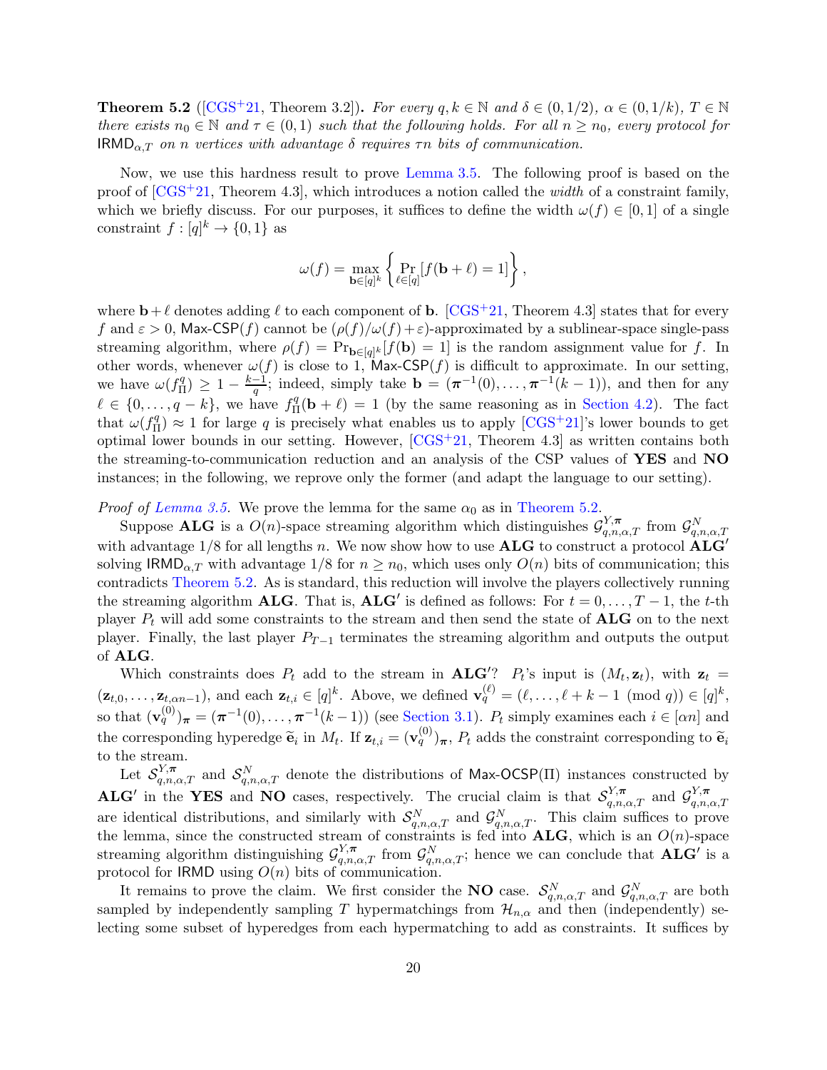**Theorem 5.2** ([CGS⁺21, Theorem 3.2])**.** *For every $q, k \in \mathbb{N}$ and $\delta \in (0, 1/2)$, $\alpha \in (0, 1/k)$, $T \in \mathbb{N}$ there exists $n_0 \in \mathbb{N}$ and $\tau \in (0, 1)$ such that the following holds. For all $n \geq n_0$, every protocol for $\mathsf{IRMD}_{\alpha,T}$ on $n$ vertices with advantage $\delta$ requires $\tau n$ bits of communication.*

Now, we use this hardness result to prove Lemma 3.5. The following proof is based on the proof of [CGS⁺21, Theorem 4.3], which introduces a notion called the *width* of a constraint family, which we briefly discuss. For our purposes, it suffices to define the width $\omega(f) \in [0, 1]$ of a single constraint $f : [q]^k \to \{0, 1\}$ as

$$\omega(f) = \max_{\mathbf{b} \in [q]^k} \left\{ \Pr_{\ell \in [q]} [f(\mathbf{b} + \ell) = 1] \right\},$$

where $\mathbf{b} + \ell$ denotes adding $\ell$ to each component of $\mathbf{b}$. [CGS⁺21, Theorem 4.3] states that for every $f$ and $\varepsilon > 0$, $\mathsf{Max\text{-}CSP}(f)$ cannot be $(\rho(f)/\omega(f) + \varepsilon)$-approximated by a sublinear-space single-pass streaming algorithm, where $\rho(f) = \Pr_{\mathbf{b} \in [q]^k}[f(\mathbf{b}) = 1]$ is the random assignment value for $f$. In other words, whenever $\omega(f)$ is close to 1, $\mathsf{Max\text{-}CSP}(f)$ is difficult to approximate. In our setting, we have $\omega(f^q_\Pi) \geq 1 - \frac{k-1}{q}$; indeed, simply take $\mathbf{b} = (\boldsymbol{\pi}^{-1}(0), \ldots, \boldsymbol{\pi}^{-1}(k-1))$, and then for any $\ell \in \{0, \ldots, q-k\}$, we have $f^q_\Pi(\mathbf{b} + \ell) = 1$ (by the same reasoning as in Section 4.2). The fact that $\omega(f^q_\Pi) \approx 1$ for large $q$ is precisely what enables us to apply [CGS⁺21]'s lower bounds to get optimal lower bounds in our setting. However, [CGS⁺21, Theorem 4.3] as written contains both the streaming-to-communication reduction and an analysis of the CSP values of **YES** and **NO** instances; in the following, we reprove only the former (and adapt the language to our setting).

*Proof of Lemma 3.5.* We prove the lemma for the same $\alpha_0$ as in Theorem 5.2.

Suppose **ALG** is a $O(n)$-space streaming algorithm which distinguishes $\mathcal{G}^{Y,\boldsymbol{\pi}}_{q,n,\alpha,T}$ from $\mathcal{G}^{N}_{q,n,\alpha,T}$ with advantage $1/8$ for all lengths $n$. We now show how to use **ALG** to construct a protocol **ALG′** solving $\mathsf{IRMD}_{\alpha,T}$ with advantage $1/8$ for $n \geq n_0$, which uses only $O(n)$ bits of communication; this contradicts Theorem 5.2. As is standard, this reduction will involve the players collectively running the streaming algorithm **ALG**. That is, **ALG′** is defined as follows: For $t = 0, \ldots, T-1$, the $t$-th player $P_t$ will add some constraints to the stream and then send the state of **ALG** on to the next player. Finally, the last player $P_{T-1}$ terminates the streaming algorithm and outputs the output of **ALG**.

Which constraints does $P_t$ add to the stream in **ALG′**? $P_t$'s input is $(M_t, \mathbf{z}_t)$, with $\mathbf{z}_t = (\mathbf{z}_{t,0}, \ldots, \mathbf{z}_{t,\alpha n-1})$, and each $\mathbf{z}_{t,i} \in [q]^k$. Above, we defined $\mathbf{v}^{(\ell)}_q = (\ell, \ldots, \ell + k - 1 \pmod q) \in [q]^k$, so that $(\mathbf{v}^{(0)}_q)_{\boldsymbol{\pi}} = (\boldsymbol{\pi}^{-1}(0), \ldots, \boldsymbol{\pi}^{-1}(k-1))$ (see Section 3.1). $P_t$ simply examines each $i \in [\alpha n]$ and the corresponding hyperedge $\widetilde{\mathbf{e}}_i$ in $M_t$. If $\mathbf{z}_{t,i} = (\mathbf{v}^{(0)}_q)_{\boldsymbol{\pi}}$, $P_t$ adds the constraint corresponding to $\widetilde{\mathbf{e}}_i$ to the stream.

Let $\mathcal{S}^{Y,\boldsymbol{\pi}}_{q,n,\alpha,T}$ and $\mathcal{S}^{N}_{q,n,\alpha,T}$ denote the distributions of $\mathsf{Max\text{-}OCSP}(\Pi)$ instances constructed by **ALG′** in the **YES** and **NO** cases, respectively. The crucial claim is that $\mathcal{S}^{Y,\boldsymbol{\pi}}_{q,n,\alpha,T}$ and $\mathcal{G}^{Y,\boldsymbol{\pi}}_{q,n,\alpha,T}$ are identical distributions, and similarly with $\mathcal{S}^{N}_{q,n,\alpha,T}$ and $\mathcal{G}^{N}_{q,n,\alpha,T}$. This claim suffices to prove the lemma, since the constructed stream of constraints is fed into **ALG**, which is an $O(n)$-space streaming algorithm distinguishing $\mathcal{G}^{Y,\boldsymbol{\pi}}_{q,n,\alpha,T}$ from $\mathcal{G}^{N}_{q,n,\alpha,T}$; hence we can conclude that **ALG′** is a protocol for $\mathsf{IRMD}$ using $O(n)$ bits of communication.

It remains to prove the claim. We first consider the **NO** case. $\mathcal{S}^{N}_{q,n,\alpha,T}$ and $\mathcal{G}^{N}_{q,n,\alpha,T}$ are both sampled by independently sampling $T$ hypermatchings from $\mathcal{H}_{n,\alpha}$ and then (independently) selecting some subset of hyperedges from each hypermatching to add as constraints. It suffices by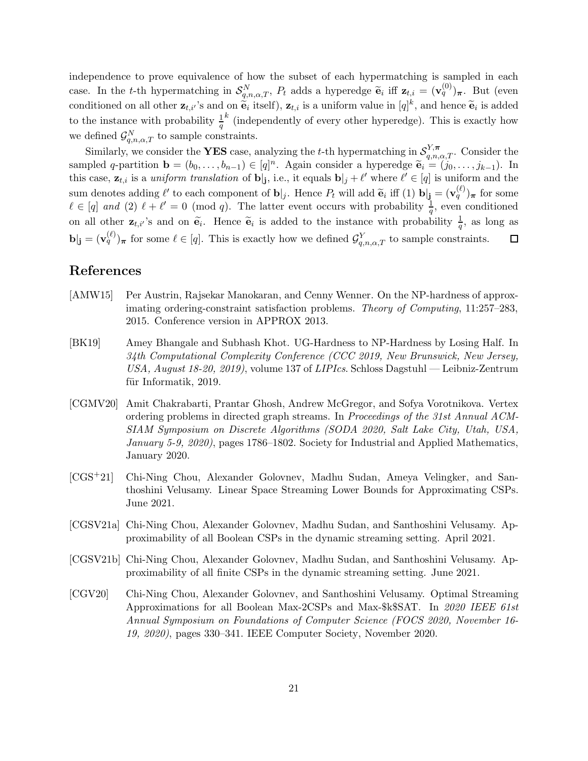independence to prove equivalence of how the subset of each hypermatching is sampled in each case. In the $t$-th hypermatching in $\mathcal{S}^N_{q,n,\alpha,T}$, $P_t$ adds a hyperedge $\widetilde{\mathbf{e}}_i$ iff $\mathbf{z}_{t,i} = (\mathbf{v}_q^{(0)})_{\boldsymbol{\pi}}$. But (even conditioned on all other $\mathbf{z}_{t,i'}$'s and on $\widetilde{\mathbf{e}}_i$ itself), $\mathbf{z}_{t,i}$ is a uniform value in $[q]^k$, and hence $\widetilde{\mathbf{e}}_i$ is added to the instance with probability $\frac{1}{q}^k$ (independently of every other hyperedge). This is exactly how we defined $\mathcal{G}^N_{q,n,\alpha,T}$ to sample constraints.

Similarly, we consider the **YES** case, analyzing the $t$-th hypermatching in $\mathcal{S}^{Y,\boldsymbol{\pi}}_{q,n,\alpha,T}$. Consider the sampled $q$-partition $\mathbf{b} = (b_0, \ldots, b_{n-1}) \in [q]^n$. Again consider a hyperedge $\widetilde{\mathbf{e}}_i = (j_0, \ldots, j_{k-1})$. In this case, $\mathbf{z}_{t,i}$ is a *uniform translation* of $\mathbf{b}|_{\mathbf{j}}$, i.e., it equals $\mathbf{b}|_j + \ell'$ where $\ell' \in [q]$ is uniform and the sum denotes adding $\ell'$ to each component of $\mathbf{b}|_j$. Hence $P_t$ will add $\widetilde{\mathbf{e}}_i$ iff (1) $\mathbf{b}|_{\mathbf{j}} = (\mathbf{v}_q^{(\ell)})_{\boldsymbol{\pi}}$ for some $\ell \in [q]$ *and* (2) $\ell + \ell' = 0 \pmod q$. The latter event occurs with probability $\frac{1}{q}$, even conditioned on all other $\mathbf{z}_{t,i'}$'s and on $\widetilde{\mathbf{e}}_i$. Hence $\widetilde{\mathbf{e}}_i$ is added to the instance with probability $\frac{1}{q}$, as long as $\mathbf{b}|_{\mathbf{j}} = (\mathbf{v}_q^{(\ell)})_{\boldsymbol{\pi}}$ for some $\ell \in [q]$. This is exactly how we defined $\mathcal{G}^Y_{q,n,\alpha,T}$ to sample constraints. ☐

# References

[AMW15] Per Austrin, Rajsekar Manokaran, and Cenny Wenner. On the NP-hardness of approximating ordering-constraint satisfaction problems. *Theory of Computing*, 11:257–283, 2015. Conference version in APPROX 2013.

[BK19] Amey Bhangale and Subhash Khot. UG-Hardness to NP-Hardness by Losing Half. In *34th Computational Complexity Conference (CCC 2019, New Brunswick, New Jersey, USA, August 18-20, 2019)*, volume 137 of *LIPIcs*. Schloss Dagstuhl — Leibniz-Zentrum für Informatik, 2019.

[CGMV20] Amit Chakrabarti, Prantar Ghosh, Andrew McGregor, and Sofya Vorotnikova. Vertex ordering problems in directed graph streams. In *Proceedings of the 31st Annual ACM-SIAM Symposium on Discrete Algorithms (SODA 2020, Salt Lake City, Utah, USA, January 5-9, 2020)*, pages 1786–1802. Society for Industrial and Applied Mathematics, January 2020.

[CGS+21] Chi-Ning Chou, Alexander Golovnev, Madhu Sudan, Ameya Velingker, and Santhoshini Velusamy. Linear Space Streaming Lower Bounds for Approximating CSPs. June 2021.

[CGSV21a] Chi-Ning Chou, Alexander Golovnev, Madhu Sudan, and Santhoshini Velusamy. Approximability of all Boolean CSPs in the dynamic streaming setting. April 2021.

[CGSV21b] Chi-Ning Chou, Alexander Golovnev, Madhu Sudan, and Santhoshini Velusamy. Approximability of all finite CSPs in the dynamic streaming setting. June 2021.

[CGV20] Chi-Ning Chou, Alexander Golovnev, and Santhoshini Velusamy. Optimal Streaming Approximations for all Boolean Max-2CSPs and Max-$k$SAT. In *2020 IEEE 61st Annual Symposium on Foundations of Computer Science (FOCS 2020, November 16-19, 2020)*, pages 330–341. IEEE Computer Society, November 2020.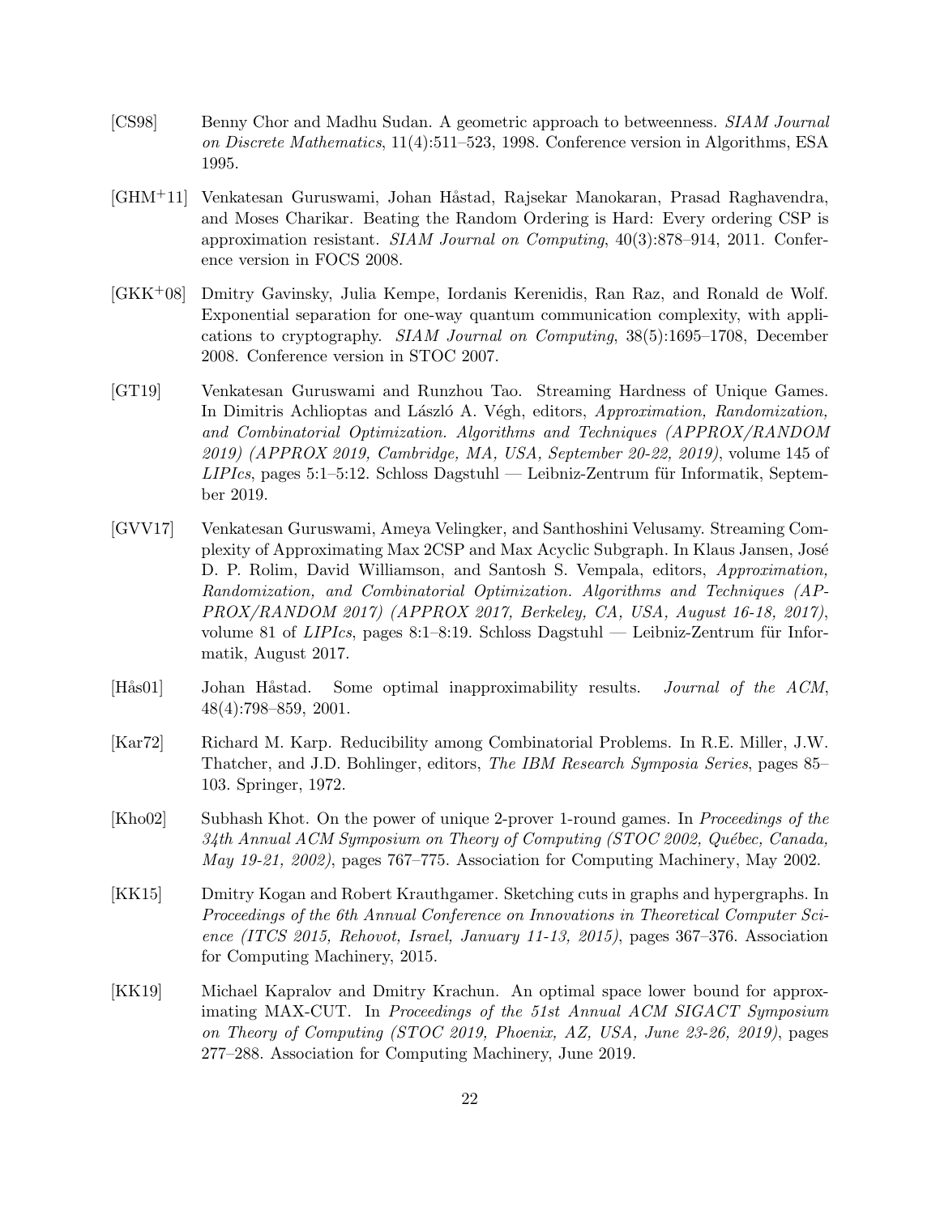[CS98] Benny Chor and Madhu Sudan. A geometric approach to betweenness. *SIAM Journal on Discrete Mathematics*, 11(4):511–523, 1998. Conference version in Algorithms, ESA 1995.

[GHM+11] Venkatesan Guruswami, Johan Håstad, Rajsekar Manokaran, Prasad Raghavendra, and Moses Charikar. Beating the Random Ordering is Hard: Every ordering CSP is approximation resistant. *SIAM Journal on Computing*, 40(3):878–914, 2011. Conference version in FOCS 2008.

[GKK+08] Dmitry Gavinsky, Julia Kempe, Iordanis Kerenidis, Ran Raz, and Ronald de Wolf. Exponential separation for one-way quantum communication complexity, with applications to cryptography. *SIAM Journal on Computing*, 38(5):1695–1708, December 2008. Conference version in STOC 2007.

[GT19] Venkatesan Guruswami and Runzhou Tao. Streaming Hardness of Unique Games. In Dimitris Achlioptas and László A. Végh, editors, *Approximation, Randomization, and Combinatorial Optimization. Algorithms and Techniques (APPROX/RANDOM 2019) (APPROX 2019, Cambridge, MA, USA, September 20-22, 2019)*, volume 145 of *LIPIcs*, pages 5:1–5:12. Schloss Dagstuhl — Leibniz-Zentrum für Informatik, September 2019.

[GVV17] Venkatesan Guruswami, Ameya Velingker, and Santhoshini Velusamy. Streaming Complexity of Approximating Max 2CSP and Max Acyclic Subgraph. In Klaus Jansen, José D. P. Rolim, David Williamson, and Santosh S. Vempala, editors, *Approximation, Randomization, and Combinatorial Optimization. Algorithms and Techniques (APPROX/RANDOM 2017) (APPROX 2017, Berkeley, CA, USA, August 16-18, 2017)*, volume 81 of *LIPIcs*, pages 8:1–8:19. Schloss Dagstuhl — Leibniz-Zentrum für Informatik, August 2017.

[Hås01] Johan Håstad. Some optimal inapproximability results. *Journal of the ACM*, 48(4):798–859, 2001.

[Kar72] Richard M. Karp. Reducibility among Combinatorial Problems. In R.E. Miller, J.W. Thatcher, and J.D. Bohlinger, editors, *The IBM Research Symposia Series*, pages 85–103. Springer, 1972.

[Kho02] Subhash Khot. On the power of unique 2-prover 1-round games. In *Proceedings of the 34th Annual ACM Symposium on Theory of Computing (STOC 2002, Québec, Canada, May 19-21, 2002)*, pages 767–775. Association for Computing Machinery, May 2002.

[KK15] Dmitry Kogan and Robert Krauthgamer. Sketching cuts in graphs and hypergraphs. In *Proceedings of the 6th Annual Conference on Innovations in Theoretical Computer Science (ITCS 2015, Rehovot, Israel, January 11-13, 2015)*, pages 367–376. Association for Computing Machinery, 2015.

[KK19] Michael Kapralov and Dmitry Krachun. An optimal space lower bound for approximating MAX-CUT. In *Proceedings of the 51st Annual ACM SIGACT Symposium on Theory of Computing (STOC 2019, Phoenix, AZ, USA, June 23-26, 2019)*, pages 277–288. Association for Computing Machinery, June 2019.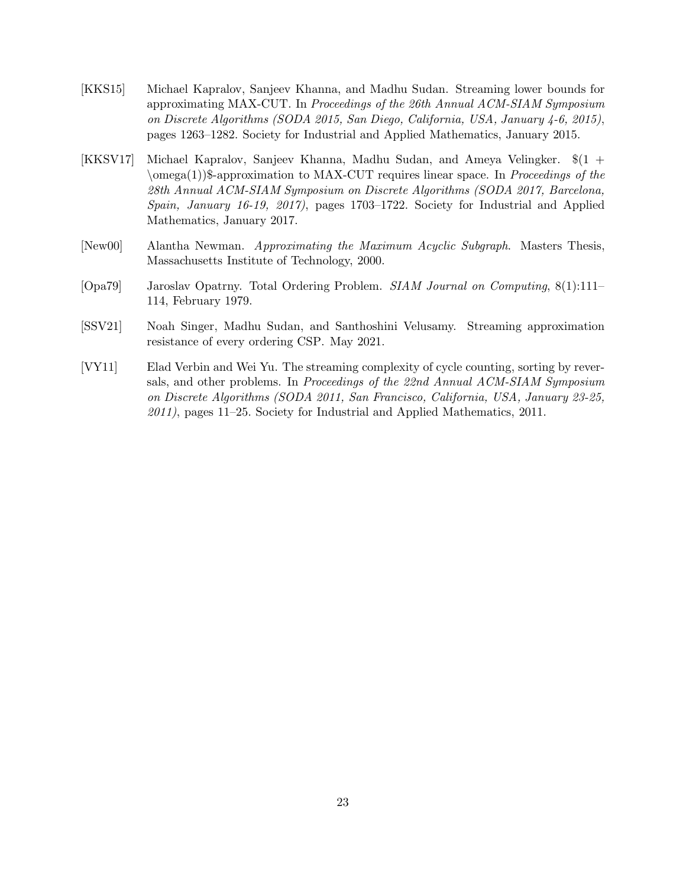[KKS15] Michael Kapralov, Sanjeev Khanna, and Madhu Sudan. Streaming lower bounds for approximating MAX-CUT. In *Proceedings of the 26th Annual ACM-SIAM Symposium on Discrete Algorithms (SODA 2015, San Diego, California, USA, January 4-6, 2015)*, pages 1263–1282. Society for Industrial and Applied Mathematics, January 2015.

[KKSV17] Michael Kapralov, Sanjeev Khanna, Madhu Sudan, and Ameya Velingker. $(1 + \omega(1))$-approximation to MAX-CUT requires linear space. In *Proceedings of the 28th Annual ACM-SIAM Symposium on Discrete Algorithms (SODA 2017, Barcelona, Spain, January 16-19, 2017)*, pages 1703–1722. Society for Industrial and Applied Mathematics, January 2017.

[New00] Alantha Newman. *Approximating the Maximum Acyclic Subgraph*. Masters Thesis, Massachusetts Institute of Technology, 2000.

[Opa79] Jaroslav Opatrny. Total Ordering Problem. *SIAM Journal on Computing*, 8(1):111–114, February 1979.

[SSV21] Noah Singer, Madhu Sudan, and Santhoshini Velusamy. Streaming approximation resistance of every ordering CSP. May 2021.

[VY11] Elad Verbin and Wei Yu. The streaming complexity of cycle counting, sorting by reversals, and other problems. In *Proceedings of the 22nd Annual ACM-SIAM Symposium on Discrete Algorithms (SODA 2011, San Francisco, California, USA, January 23-25, 2011)*, pages 11–25. Society for Industrial and Applied Mathematics, 2011.